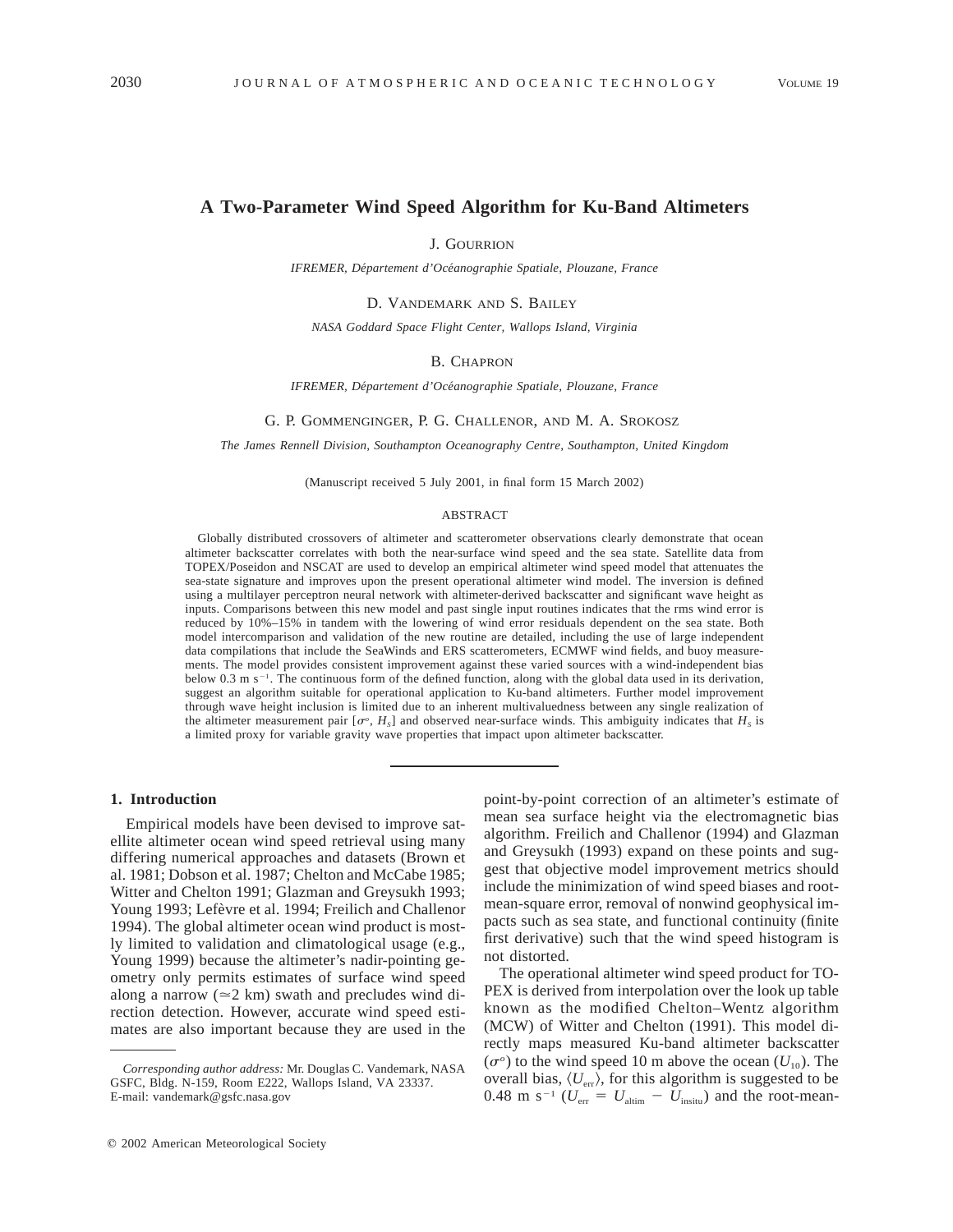# A Two-Parameter Wind Speed Algorithm for Ku-Band Altimeters

J. Gourrion

*IFREMER, Département d'Océanographie Spatiale, Plouzane, France*

D. Vandemark and S. Bailey

*NASA Goddard Space Flight Center, Wallops Island, Virginia*

B. Chapron

*IFREMER, Département d'Océanographie Spatiale, Plouzane, France*

G. P. Gommenginger, P. G. Challenor, and M. A. Srokosz

*The James Rennell Division, Southampton Oceanography Centre, Southampton, United Kingdom*

(Manuscript received 5 July 2001, in final form 15 March 2002)

## ABSTRACT

Globally distributed crossovers of altimeter and scatterometer observations clearly demonstrate that ocean altimeter backscatter correlates with both the near-surface wind speed and the sea state. Satellite data from TOPEX/Poseidon and NSCAT are used to develop an empirical altimeter wind speed model that attenuates the sea-state signature and improves upon the present operational altimeter wind model. The inversion is defined using a multilayer perceptron neural network with altimeter-derived backscatter and significant wave height as inputs. Comparisons between this new model and past single input routines indicates that the rms wind error is reduced by 10%–15% in tandem with the lowering of wind error residuals dependent on the sea state. Both model intercomparison and validation of the new routine are detailed, including the use of large independent data compilations that include the SeaWinds and ERS scatterometers, ECMWF wind fields, and buoy measurements. The model provides consistent improvement against these varied sources with a wind-independent bias below 0.3 m s$^{-1}$. The continuous form of the defined function, along with the global data used in its derivation, suggest an algorithm suitable for operational application to Ku-band altimeters. Further model improvement through wave height inclusion is limited due to an inherent multivaluedness between any single realization of the altimeter measurement pair [$\sigma^o$, $H_S$] and observed near-surface winds. This ambiguity indicates that $H_S$ is a limited proxy for variable gravity wave properties that impact upon altimeter backscatter.

## 1. Introduction

Empirical models have been devised to improve satellite altimeter ocean wind speed retrieval using many differing numerical approaches and datasets (Brown et al. 1981; Dobson et al. 1987; Chelton and McCabe 1985; Witter and Chelton 1991; Glazman and Greysukh 1993; Young 1993; Lefèvre et al. 1994; Freilich and Challenor 1994). The global altimeter ocean wind product is mostly limited to validation and climatological usage (e.g., Young 1999) because the altimeter's nadir-pointing geometry only permits estimates of surface wind speed along a narrow ($\simeq$2 km) swath and precludes wind direction detection. However, accurate wind speed estimates are also important because they are used in the point-by-point correction of an altimeter's estimate of mean sea surface height via the electromagnetic bias algorithm. Freilich and Challenor (1994) and Glazman and Greysukh (1993) expand on these points and suggest that objective model improvement metrics should include the minimization of wind speed biases and root-mean-square error, removal of nonwind geophysical impacts such as sea state, and functional continuity (finite first derivative) such that the wind speed histogram is not distorted.

The operational altimeter wind speed product for TOPEX is derived from interpolation over the look up table known as the modified Chelton–Wentz algorithm (MCW) of Witter and Chelton (1991). This model directly maps measured Ku-band altimeter backscatter ($\sigma^o$) to the wind speed 10 m above the ocean ($U_{10}$). The overall bias, $\langle U_{err} \rangle$, for this algorithm is suggested to be 0.48 m s$^{-1}$ ($U_{err} = U_{altim} - U_{insitu}$) and the root-mean-

*Corresponding author address:* Mr. Douglas C. Vandemark, NASA GSFC, Bldg. N-159, Room E222, Wallops Island, VA 23337.
E-mail: vandemark@gsfc.nasa.gov

© 2002 American Meteorological Society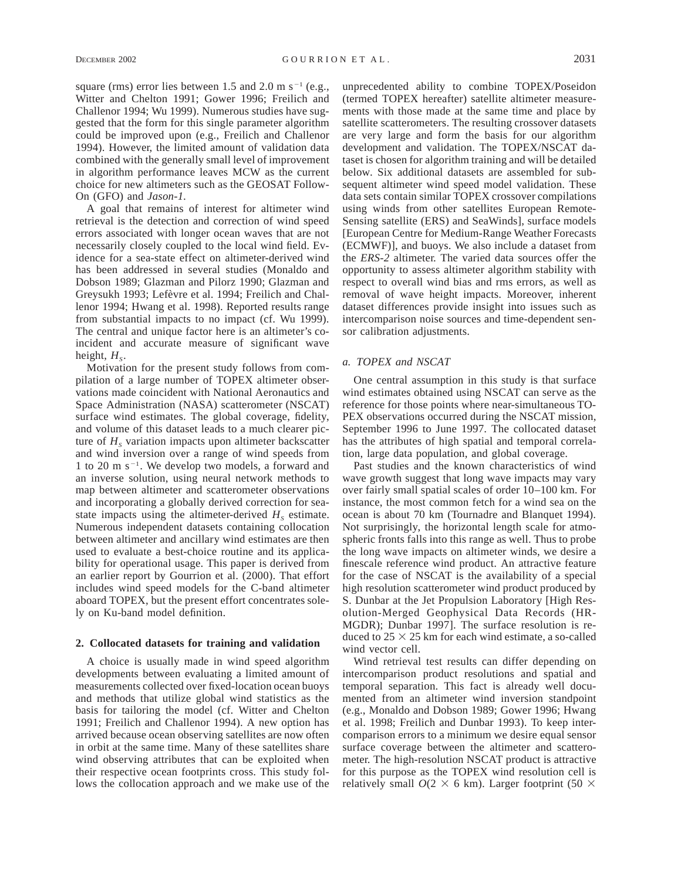square (rms) error lies between 1.5 and 2.0 m s$^{-1}$ (e.g., Witter and Chelton 1991; Gower 1996; Freilich and Challenor 1994; Wu 1999). Numerous studies have suggested that the form for this single parameter algorithm could be improved upon (e.g., Freilich and Challenor 1994). However, the limited amount of validation data combined with the generally small level of improvement in algorithm performance leaves MCW as the current choice for new altimeters such as the GEOSAT Follow-On (GFO) and *Jason-1*.

A goal that remains of interest for altimeter wind retrieval is the detection and correction of wind speed errors associated with longer ocean waves that are not necessarily closely coupled to the local wind field. Evidence for a sea-state effect on altimeter-derived wind has been addressed in several studies (Monaldo and Dobson 1989; Glazman and Pilorz 1990; Glazman and Greysukh 1993; Lefèvre et al. 1994; Freilich and Challenor 1994; Hwang et al. 1998). Reported results range from substantial impacts to no impact (cf. Wu 1999). The central and unique factor here is an altimeter's coincident and accurate measure of significant wave height, $H_s$.

Motivation for the present study follows from compilation of a large number of TOPEX altimeter observations made coincident with National Aeronautics and Space Administration (NASA) scatterometer (NSCAT) surface wind estimates. The global coverage, fidelity, and volume of this dataset leads to a much clearer picture of $H_s$ variation impacts upon altimeter backscatter and wind inversion over a range of wind speeds from 1 to 20 m s$^{-1}$. We develop two models, a forward and an inverse solution, using neural network methods to map between altimeter and scatterometer observations and incorporating a globally derived correction for sea-state impacts using the altimeter-derived $H_s$ estimate. Numerous independent datasets containing collocation between altimeter and ancillary wind estimates are then used to evaluate a best-choice routine and its applicability for operational usage. This paper is derived from an earlier report by Gourrion et al. (2000). That effort includes wind speed models for the C-band altimeter aboard TOPEX, but the present effort concentrates solely on Ku-band model definition.

## 2. Collocated datasets for training and validation

A choice is usually made in wind speed algorithm developments between evaluating a limited amount of measurements collected over fixed-location ocean buoys and methods that utilize global wind statistics as the basis for tailoring the model (cf. Witter and Chelton 1991; Freilich and Challenor 1994). A new option has arrived because ocean observing satellites are now often in orbit at the same time. Many of these satellites share wind observing attributes that can be exploited when their respective ocean footprints cross. This study follows the collocation approach and we make use of the unprecedented ability to combine TOPEX/Poseidon (termed TOPEX hereafter) satellite altimeter measurements with those made at the same time and place by satellite scatterometers. The resulting crossover datasets are very large and form the basis for our algorithm development and validation. The TOPEX/NSCAT dataset is chosen for algorithm training and will be detailed below. Six additional datasets are assembled for subsequent altimeter wind speed model validation. These data sets contain similar TOPEX crossover compilations using winds from other satellites European Remote-Sensing satellite (ERS) and SeaWinds], surface models [European Centre for Medium-Range Weather Forecasts (ECMWF)], and buoys. We also include a dataset from the *ERS-2* altimeter. The varied data sources offer the opportunity to assess altimeter algorithm stability with respect to overall wind bias and rms errors, as well as removal of wave height impacts. Moreover, inherent dataset differences provide insight into issues such as intercomparison noise sources and time-dependent sensor calibration adjustments.

### *a. TOPEX and NSCAT*

One central assumption in this study is that surface wind estimates obtained using NSCAT can serve as the reference for those points where near-simultaneous TOPEX observations occurred during the NSCAT mission, September 1996 to June 1997. The collocated dataset has the attributes of high spatial and temporal correlation, large data population, and global coverage.

Past studies and the known characteristics of wind wave growth suggest that long wave impacts may vary over fairly small spatial scales of order 10–100 km. For instance, the most common fetch for a wind sea on the ocean is about 70 km (Tournadre and Blanquet 1994). Not surprisingly, the horizontal length scale for atmospheric fronts falls into this range as well. Thus to probe the long wave impacts on altimeter winds, we desire a finescale reference wind product. An attractive feature for the case of NSCAT is the availability of a special high resolution scatterometer wind product produced by S. Dunbar at the Jet Propulsion Laboratory [High Resolution-Merged Geophysical Data Records (HR-MGDR); Dunbar 1997]. The surface resolution is reduced to $25 \times 25$ km for each wind estimate, a so-called wind vector cell.

Wind retrieval test results can differ depending on intercomparison product resolutions and spatial and temporal separation. This fact is already well documented from an altimeter wind inversion standpoint (e.g., Monaldo and Dobson 1989; Gower 1996; Hwang et al. 1998; Freilich and Dunbar 1993). To keep intercomparison errors to a minimum we desire equal sensor surface coverage between the altimeter and scatterometer. The high-resolution NSCAT product is attractive for this purpose as the TOPEX wind resolution cell is relatively small $O(2 \times 6$ km). Larger footprint ($50 \times$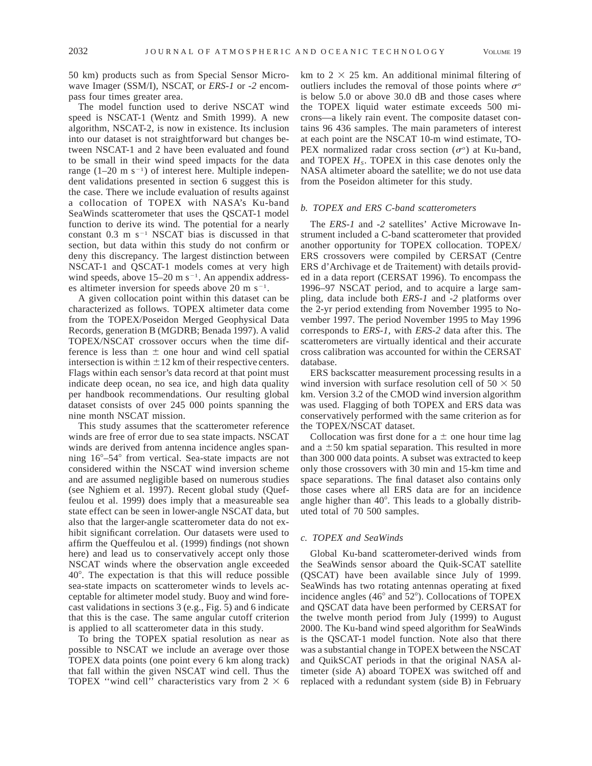50 km) products such as from Special Sensor Microwave Imager (SSM/I), NSCAT, or *ERS-1* or *-2* encompass four times greater area.

The model function used to derive NSCAT wind speed is NSCAT-1 (Wentz and Smith 1999). A new algorithm, NSCAT-2, is now in existence. Its inclusion into our dataset is not straightforward but changes between NSCAT-1 and 2 have been evaluated and found to be small in their wind speed impacts for the data range (1–20 m $s^{-1}$) of interest here. Multiple independent validations presented in section 6 suggest this is the case. There we include evaluation of results against a collocation of TOPEX with NASA's Ku-band SeaWinds scatterometer that uses the QSCAT-1 model function to derive its wind. The potential for a nearly constant 0.3 m $s^{-1}$ NSCAT bias is discussed in that section, but data within this study do not confirm or deny this discrepancy. The largest distinction between NSCAT-1 and QSCAT-1 models comes at very high wind speeds, above 15–20 m $s^{-1}$. An appendix addresses altimeter inversion for speeds above 20 m $s^{-1}$.

A given collocation point within this dataset can be characterized as follows. TOPEX altimeter data come from the TOPEX/Poseidon Merged Geophysical Data Records, generation B (MGDRB; Benada 1997). A valid TOPEX/NSCAT crossover occurs when the time difference is less than ± one hour and wind cell spatial intersection is within ±12 km of their respective centers. Flags within each sensor's data record at that point must indicate deep ocean, no sea ice, and high data quality per handbook recommendations. Our resulting global dataset consists of over 245 000 points spanning the nine month NSCAT mission.

This study assumes that the scatterometer reference winds are free of error due to sea state impacts. NSCAT winds are derived from antenna incidence angles spanning 16°–54° from vertical. Sea-state impacts are not considered within the NSCAT wind inversion scheme and are assumed negligible based on numerous studies (see Nghiem et al. 1997). Recent global study (Queffeulou et al. 1999) does imply that a measureable sea state effect can be seen in lower-angle NSCAT data, but also that the larger-angle scatterometer data do not exhibit significant correlation. Our datasets were used to affirm the Queffeulou et al. (1999) findings (not shown here) and lead us to conservatively accept only those NSCAT winds where the observation angle exceeded 40°. The expectation is that this will reduce possible sea-state impacts on scatterometer winds to levels acceptable for altimeter model study. Buoy and wind forecast validations in sections 3 (e.g., Fig. 5) and 6 indicate that this is the case. The same angular cutoff criterion is applied to all scatterometer data in this study.

To bring the TOPEX spatial resolution as near as possible to NSCAT we include an average over those TOPEX data points (one point every 6 km along track) that fall within the given NSCAT wind cell. Thus the TOPEX "wind cell" characteristics vary from 2 × 6 km to 2 × 25 km. An additional minimal filtering of outliers includes the removal of those points where $\sigma^o$ is below 5.0 or above 30.0 dB and those cases where the TOPEX liquid water estimate exceeds 500 microns—a likely rain event. The composite dataset contains 96 436 samples. The main parameters of interest at each point are the NSCAT 10-m wind estimate, TOPEX normalized radar cross section ($\sigma^o$) at Ku-band, and TOPEX $H_s$. TOPEX in this case denotes only the NASA altimeter aboard the satellite; we do not use data from the Poseidon altimeter for this study.

### *b. TOPEX and ERS C-band scatterometers*

The *ERS-1* and *-2* satellites' Active Microwave Instrument included a C-band scatterometer that provided another opportunity for TOPEX collocation. TOPEX/ERS crossovers were compiled by CERSAT (Centre ERS d'Archivage et de Traitement) with details provided in a data report (CERSAT 1996). To encompass the 1996–97 NSCAT period, and to acquire a large sampling, data include both *ERS-1* and *-2* platforms over the 2-yr period extending from November 1995 to November 1997. The period November 1995 to May 1996 corresponds to *ERS-1,* with *ERS-2* data after this. The scatterometers are virtually identical and their accurate cross calibration was accounted for within the CERSAT database.

ERS backscatter measurement processing results in a wind inversion with surface resolution cell of 50 × 50 km. Version 3.2 of the CMOD wind inversion algorithm was used. Flagging of both TOPEX and ERS data was conservatively performed with the same criterion as for the TOPEX/NSCAT dataset.

Collocation was first done for a ± one hour time lag and a ±50 km spatial separation. This resulted in more than 300 000 data points. A subset was extracted to keep only those crossovers with 30 min and 15-km time and space separations. The final dataset also contains only those cases where all ERS data are for an incidence angle higher than 40°. This leads to a globally distributed total of 70 500 samples.

### *c. TOPEX and SeaWinds*

Global Ku-band scatterometer-derived winds from the SeaWinds sensor aboard the Quik-SCAT satellite (QSCAT) have been available since July of 1999. SeaWinds has two rotating antennas operating at fixed incidence angles (46° and 52°). Collocations of TOPEX and QSCAT data have been performed by CERSAT for the twelve month period from July (1999) to August 2000. The Ku-band wind speed algorithm for SeaWinds is the QSCAT-1 model function. Note also that there was a substantial change in TOPEX between the NSCAT and QuikSCAT periods in that the original NASA altimeter (side A) aboard TOPEX was switched off and replaced with a redundant system (side B) in February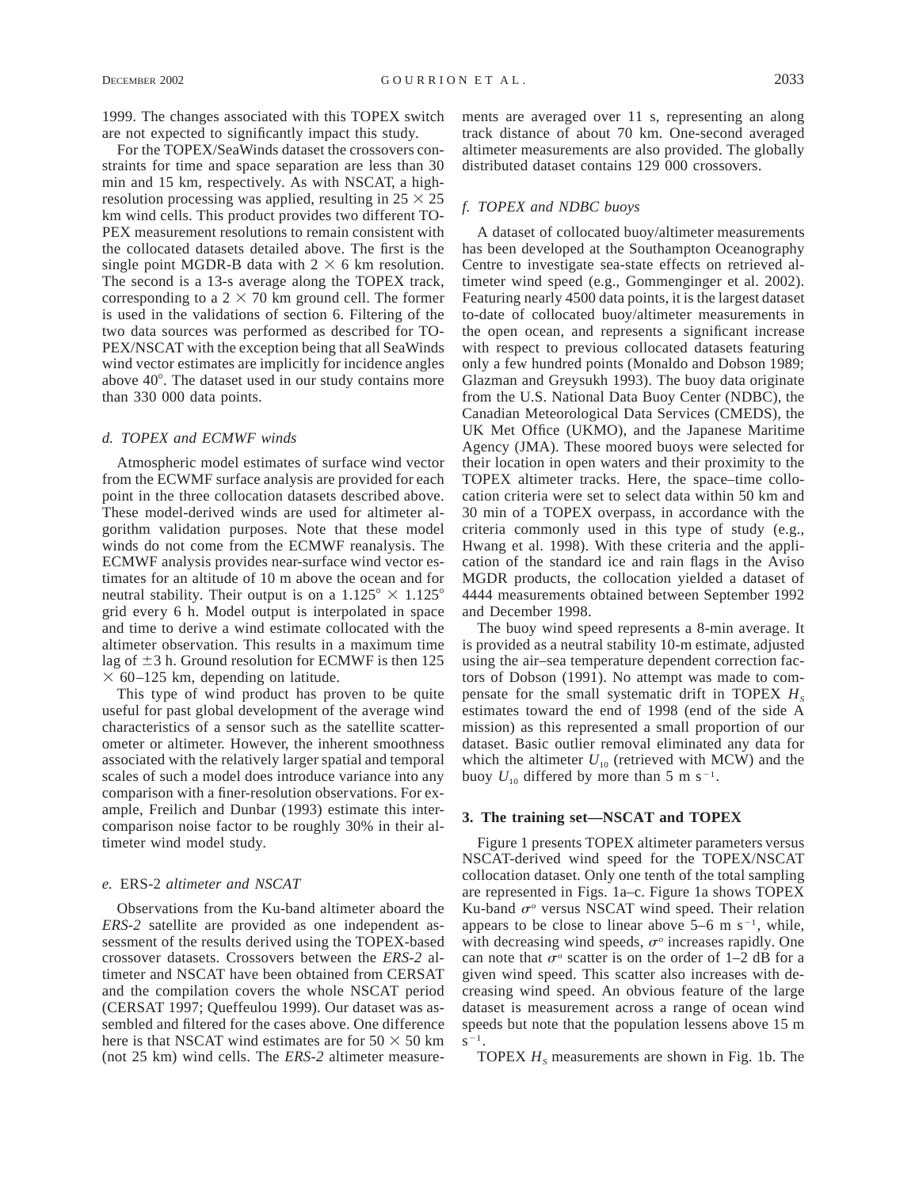1999. The changes associated with this TOPEX switch are not expected to significantly impact this study.

For the TOPEX/SeaWinds dataset the crossovers constraints for time and space separation are less than 30 min and 15 km, respectively. As with NSCAT, a high-resolution processing was applied, resulting in $25 \times 25$ km wind cells. This product provides two different TOPEX measurement resolutions to remain consistent with the collocated datasets detailed above. The first is the single point MGDR-B data with $2 \times 6$ km resolution. The second is a 13-s average along the TOPEX track, corresponding to a $2 \times 70$ km ground cell. The former is used in the validations of section 6. Filtering of the two data sources was performed as described for TOPEX/NSCAT with the exception being that all SeaWinds wind vector estimates are implicitly for incidence angles above 40°. The dataset used in our study contains more than 330 000 data points.

### *d. TOPEX and ECMWF winds*

Atmospheric model estimates of surface wind vector from the ECMWF surface analysis are provided for each point in the three collocation datasets described above. These model-derived winds are used for altimeter algorithm validation purposes. Note that these model winds do not come from the ECMWF reanalysis. The ECMWF analysis provides near-surface wind vector estimates for an altitude of 10 m above the ocean and for neutral stability. Their output is on a $1.125° \times 1.125°$ grid every 6 h. Model output is interpolated in space and time to derive a wind estimate collocated with the altimeter observation. This results in a maximum time lag of $\pm 3$ h. Ground resolution for ECMWF is then $125 \times 60$–$125$ km, depending on latitude.

This type of wind product has proven to be quite useful for past global development of the average wind characteristics of a sensor such as the satellite scatterometer or altimeter. However, the inherent smoothness associated with the relatively larger spatial and temporal scales of such a model does introduce variance into any comparison with a finer-resolution observations. For example, Freilich and Dunbar (1993) estimate this intercomparison noise factor to be roughly 30% in their altimeter wind model study.

### *e.* ERS-2 *altimeter and NSCAT*

Observations from the Ku-band altimeter aboard the *ERS-2* satellite are provided as one independent assessment of the results derived using the TOPEX-based crossover datasets. Crossovers between the *ERS-2* altimeter and NSCAT have been obtained from CERSAT and the compilation covers the whole NSCAT period (CERSAT 1997; Queffeulou 1999). Our dataset was assembled and filtered for the cases above. One difference here is that NSCAT wind estimates are for $50 \times 50$ km (not 25 km) wind cells. The *ERS-2* altimeter measurements are averaged over 11 s, representing an along track distance of about 70 km. One-second averaged altimeter measurements are also provided. The globally distributed dataset contains 129 000 crossovers.

### *f. TOPEX and NDBC buoys*

A dataset of collocated buoy/altimeter measurements has been developed at the Southampton Oceanography Centre to investigate sea-state effects on retrieved altimeter wind speed (e.g., Gommenginger et al. 2002). Featuring nearly 4500 data points, it is the largest dataset to-date of collocated buoy/altimeter measurements in the open ocean, and represents a significant increase with respect to previous collocated datasets featuring only a few hundred points (Monaldo and Dobson 1989; Glazman and Greysukh 1993). The buoy data originate from the U.S. National Data Buoy Center (NDBC), the Canadian Meteorological Data Services (CMEDS), the UK Met Office (UKMO), and the Japanese Maritime Agency (JMA). These moored buoys were selected for their location in open waters and their proximity to the TOPEX altimeter tracks. Here, the space–time collocation criteria were set to select data within 50 km and 30 min of a TOPEX overpass, in accordance with the criteria commonly used in this type of study (e.g., Hwang et al. 1998). With these criteria and the application of the standard ice and rain flags in the Aviso MGDR products, the collocation yielded a dataset of 4444 measurements obtained between September 1992 and December 1998.

The buoy wind speed represents a 8-min average. It is provided as a neutral stability 10-m estimate, adjusted using the air–sea temperature dependent correction factors of Dobson (1991). No attempt was made to compensate for the small systematic drift in TOPEX $H_s$ estimates toward the end of 1998 (end of the side A mission) as this represented a small proportion of our dataset. Basic outlier removal eliminated any data for which the altimeter $U_{10}$ (retrieved with MCW) and the buoy $U_{10}$ differed by more than 5 m $s^{-1}$.

## 3. The training set—NSCAT and TOPEX

Figure 1 presents TOPEX altimeter parameters versus NSCAT-derived wind speed for the TOPEX/NSCAT collocation dataset. Only one tenth of the total sampling are represented in Figs. 1a–c. Figure 1a shows TOPEX Ku-band $\sigma^o$ versus NSCAT wind speed. Their relation appears to be close to linear above 5–6 m $s^{-1}$, while, with decreasing wind speeds, $\sigma^o$ increases rapidly. One can note that $\sigma^o$ scatter is on the order of 1–2 dB for a given wind speed. This scatter also increases with decreasing wind speed. An obvious feature of the large dataset is measurement across a range of ocean wind speeds but note that the population lessens above 15 m $s^{-1}$.

TOPEX $H_s$ measurements are shown in Fig. 1b. The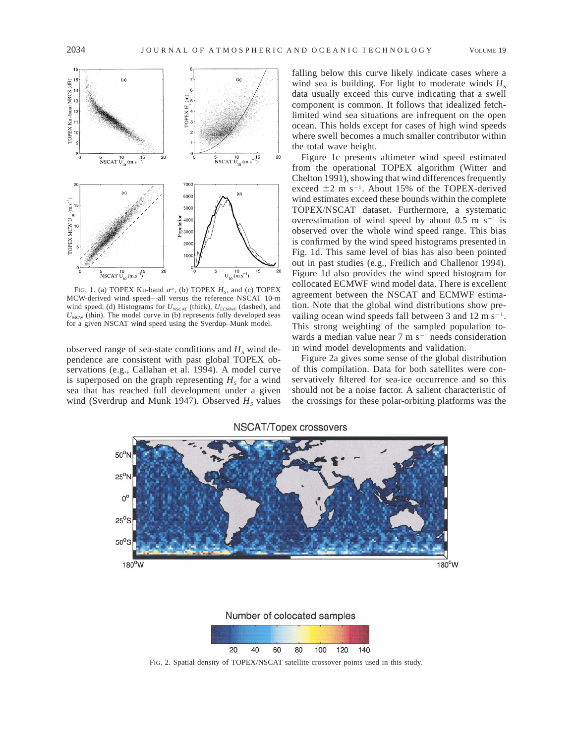FIG. 1. (a) TOPEX Ku-band $\sigma^o$, (b) TOPEX $H_S$, and (c) TOPEX MCW-derived wind speed—all versus the reference NSCAT 10-m wind speed. (d) Histograms for $U_{\text{NSCAT}}$ (thick), $U_{\text{ECMWF}}$ (dashed), and $U_{\text{MCW}}$ (thin). The model curve in (b) represents fully developed seas for a given NSCAT wind speed using the Sverdup–Munk model.

observed range of sea-state conditions and $H_S$ wind dependence are consistent with past global TOPEX observations (e.g., Callahan et al. 1994). A model curve is superposed on the graph representing $H_S$ for a wind sea that has reached full development under a given wind (Sverdrup and Munk 1947). Observed $H_S$ values falling below this curve likely indicate cases where a wind sea is building. For light to moderate winds $H_S$ data usually exceed this curve indicating that a swell component is common. It follows that idealized fetch-limited wind sea situations are infrequent on the open ocean. This holds except for cases of high wind speeds where swell becomes a much smaller contributor within the total wave height.

Figure 1c presents altimeter wind speed estimated from the operational TOPEX algorithm (Witter and Chelton 1991), showing that wind differences frequently exceed $\pm 2$ m s$^{-1}$. About 15% of the TOPEX-derived wind estimates exceed these bounds within the complete TOPEX/NSCAT dataset. Furthermore, a systematic overestimation of wind speed by about 0.5 m s$^{-1}$ is observed over the whole wind speed range. This bias is confirmed by the wind speed histograms presented in Fig. 1d. This same level of bias has also been pointed out in past studies (e.g., Freilich and Challenor 1994). Figure 1d also provides the wind speed histogram for collocated ECMWF wind model data. There is excellent agreement between the NSCAT and ECMWF estimation. Note that the global wind distributions show prevailing ocean wind speeds fall between 3 and 12 m s$^{-1}$. This strong weighting of the sampled population towards a median value near 7 m s$^{-1}$ needs consideration in wind model developments and validation.

Figure 2a gives some sense of the global distribution of this compilation. Data for both satellites were conservatively filtered for sea-ice occurrence and so this should not be a noise factor. A salient characteristic of the crossings for these polar-orbiting platforms was the

FIG. 2. Spatial density of TOPEX/NSCAT satellite crossover points used in this study.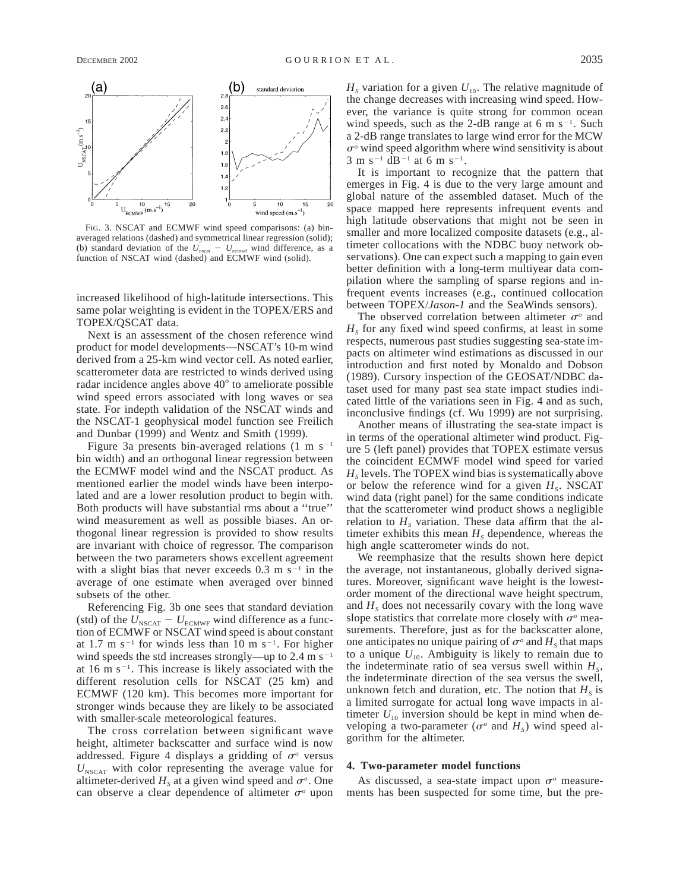FIG. 3. NSCAT and ECMWF wind speed comparisons: (a) bin-averaged relations (dashed) and symmetrical linear regression (solid); (b) standard deviation of the $U_{nscat} - U_{ecmwf}$ wind difference, as a function of NSCAT wind (dashed) and ECMWF wind (solid).

increased likelihood of high-latitude intersections. This same polar weighting is evident in the TOPEX/ERS and TOPEX/QSCAT data.

Next is an assessment of the chosen reference wind product for model developments—NSCAT's 10-m wind derived from a 25-km wind vector cell. As noted earlier, scatterometer data are restricted to winds derived using radar incidence angles above 40° to ameliorate possible wind speed errors associated with long waves or sea state. For indepth validation of the NSCAT winds and the NSCAT-1 geophysical model function see Freilich and Dunbar (1999) and Wentz and Smith (1999).

Figure 3a presents bin-averaged relations (1 m s$^{-1}$ bin width) and an orthogonal linear regression between the ECMWF model wind and the NSCAT product. As mentioned earlier the model winds have been interpolated and are a lower resolution product to begin with. Both products will have substantial rms about a ''true'' wind measurement as well as possible biases. An orthogonal linear regression is provided to show results are invariant with choice of regressor. The comparison between the two parameters shows excellent agreement with a slight bias that never exceeds 0.3 m s$^{-1}$ in the average of one estimate when averaged over binned subsets of the other.

Referencing Fig. 3b one sees that standard deviation (std) of the $U_{NSCAT} - U_{ECMWF}$ wind difference as a function of ECMWF or NSCAT wind speed is about constant at 1.7 m s$^{-1}$ for winds less than 10 m s$^{-1}$. For higher wind speeds the std increases strongly—up to 2.4 m s$^{-1}$ at 16 m s$^{-1}$. This increase is likely associated with the different resolution cells for NSCAT (25 km) and ECMWF (120 km). This becomes more important for stronger winds because they are likely to be associated with smaller-scale meteorological features.

The cross correlation between significant wave height, altimeter backscatter and surface wind is now addressed. Figure 4 displays a gridding of $\sigma^o$ versus $U_{NSCAT}$ with color representing the average value for altimeter-derived $H_S$ at a given wind speed and $\sigma^o$. One can observe a clear dependence of altimeter $\sigma^o$ upon $H_S$ variation for a given $U_{10}$. The relative magnitude of the change decreases with increasing wind speed. However, the variance is quite strong for common ocean wind speeds, such as the 2-dB range at 6 m s$^{-1}$. Such a 2-dB range translates to large wind error for the MCW $\sigma^o$ wind speed algorithm where wind sensitivity is about 3 m s$^{-1}$ dB$^{-1}$ at 6 m s$^{-1}$.

It is important to recognize that the pattern that emerges in Fig. 4 is due to the very large amount and global nature of the assembled dataset. Much of the space mapped here represents infrequent events and high latitude observations that might not be seen in smaller and more localized composite datasets (e.g., altimeter collocations with the NDBC buoy network observations). One can expect such a mapping to gain even better definition with a long-term multiyear data compilation where the sampling of sparse regions and infrequent events increases (e.g., continued collocation between TOPEX/*Jason-1* and the SeaWinds sensors).

The observed correlation between altimeter $\sigma^o$ and $H_S$ for any fixed wind speed confirms, at least in some respects, numerous past studies suggesting sea-state impacts on altimeter wind estimations as discussed in our introduction and first noted by Monaldo and Dobson (1989). Cursory inspection of the GEOSAT/NDBC dataset used for many past sea state impact studies indicated little of the variations seen in Fig. 4 and as such, inconclusive findings (cf. Wu 1999) are not surprising.

Another means of illustrating the sea-state impact is in terms of the operational altimeter wind product. Figure 5 (left panel) provides that TOPEX estimate versus the coincident ECMWF model wind speed for varied $H_S$ levels. The TOPEX wind bias is systematically above or below the reference wind for a given $H_S$. NSCAT wind data (right panel) for the same conditions indicate that the scatterometer wind product shows a negligible relation to $H_S$ variation. These data affirm that the altimeter exhibits this mean $H_S$ dependence, whereas the high angle scatterometer winds do not.

We reemphasize that the results shown here depict the average, not instantaneous, globally derived signatures. Moreover, significant wave height is the lowest-order moment of the directional wave height spectrum, and $H_S$ does not necessarily covary with the long wave slope statistics that correlate more closely with $\sigma^o$ measurements. Therefore, just as for the backscatter alone, one anticipates no unique pairing of $\sigma^o$ and $H_S$ that maps to a unique $U_{10}$. Ambiguity is likely to remain due to the indeterminate ratio of sea versus swell within $H_S$, the indeterminate direction of the sea versus the swell, unknown fetch and duration, etc. The notion that $H_S$ is a limited surrogate for actual long wave impacts in altimeter $U_{10}$ inversion should be kept in mind when developing a two-parameter ($\sigma^o$ and $H_S$) wind speed algorithm for the altimeter.

## 4. Two-parameter model functions

As discussed, a sea-state impact upon $\sigma^o$ measurements has been suspected for some time, but the pre-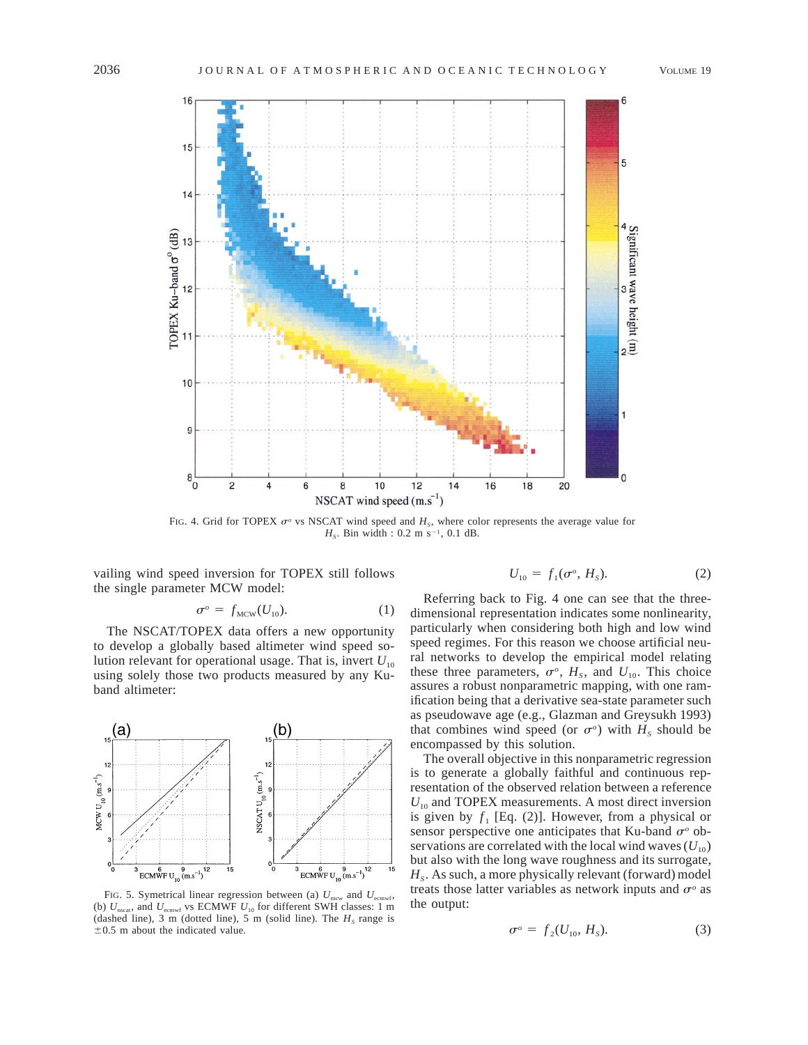FIG. 4. Grid for TOPEX $\sigma^o$ vs NSCAT wind speed and $H_S$, where color represents the average value for $H_S$. Bin width : 0.2 m s$^{-1}$, 0.1 dB.

vailing wind speed inversion for TOPEX still follows the single parameter MCW model:

$$\sigma^o = f_{\text{MCW}}(U_{10}). \tag{1}$$

The NSCAT/TOPEX data offers a new opportunity to develop a globally based altimeter wind speed solution relevant for operational usage. That is, invert $U_{10}$ using solely those two products measured by any Ku-band altimeter:

$$U_{10} = f_1(\sigma^o, H_S). \tag{2}$$

Referring back to Fig. 4 one can see that the three-dimensional representation indicates some nonlinearity, particularly when considering both high and low wind speed regimes. For this reason we choose artificial neural networks to develop the empirical model relating these three parameters, $\sigma^o$, $H_S$, and $U_{10}$. This choice assures a robust nonparametric mapping, with one ramification being that a derivative sea-state parameter such as pseudowave age (e.g., Glazman and Greysukh 1993) that combines wind speed (or $\sigma^o$) with $H_S$ should be encompassed by this solution.

The overall objective in this nonparametric regression is to generate a globally faithful and continuous representation of the observed relation between a reference $U_{10}$ and TOPEX measurements. A most direct inversion is given by $f_1$ [Eq. (2)]. However, from a physical or sensor perspective one anticipates that Ku-band $\sigma^o$ observations are correlated with the local wind waves ($U_{10}$) but also with the long wave roughness and its surrogate, $H_S$. As such, a more physically relevant (forward) model treats those latter variables as network inputs and $\sigma^o$ as the output:

$$\sigma^o = f_2(U_{10}, H_S). \tag{3}$$

FIG. 5. Symetrical linear regression between (a) $U_{\text{mcw}}$ and $U_{\text{ecmwf}}$, (b) $U_{\text{nscat}}$, and $U_{\text{ecmwf}}$ vs ECMWF $U_{10}$ for different SWH classes: 1 m (dashed line), 3 m (dotted line), 5 m (solid line). The $H_S$ range is $\pm$0.5 m about the indicated value.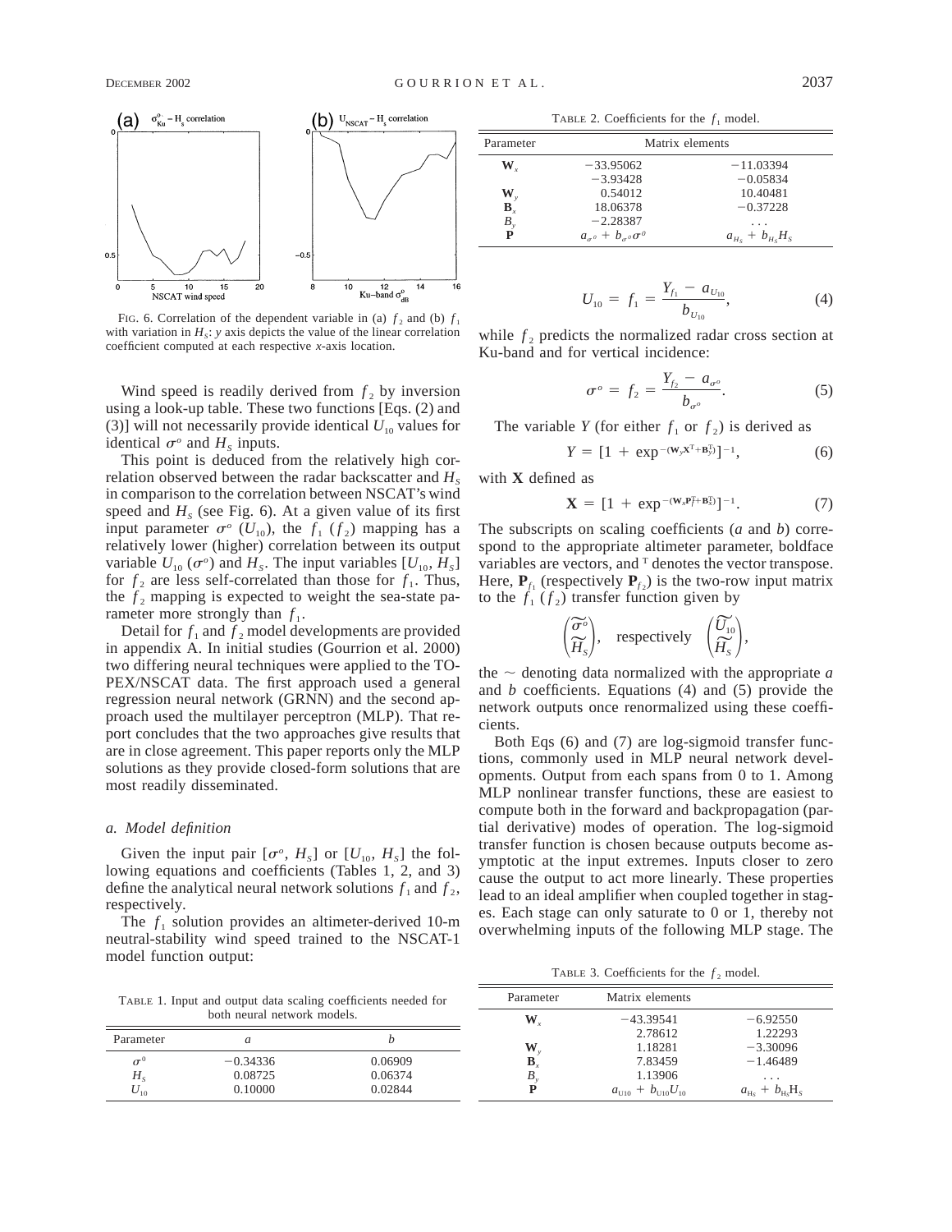FIG. 6. Correlation of the dependent variable in (a) $f_2$ and (b) $f_1$ with variation in $H_S$: *y* axis depicts the value of the linear correlation coefficient computed at each respective *x*-axis location.

Wind speed is readily derived from $f_2$ by inversion using a look-up table. These two functions [Eqs. (2) and (3)] will not necessarily provide identical $U_{10}$ values for identical $\sigma^o$ and $H_S$ inputs.

This point is deduced from the relatively high correlation observed between the radar backscatter and $H_S$ in comparison to the correlation between NSCAT's wind speed and $H_S$ (see Fig. 6). At a given value of its first input parameter $\sigma^o$ ($U_{10}$), the $f_1$ ($f_2$) mapping has a relatively lower (higher) correlation between its output variable $U_{10}$ ($\sigma^o$) and $H_S$. The input variables [$U_{10}$, $H_S$] for $f_2$ are less self-correlated than those for $f_1$. Thus, the $f_2$ mapping is expected to weight the sea-state parameter more strongly than $f_1$.

Detail for $f_1$ and $f_2$ model developments are provided in appendix A. In initial studies (Gourrion et al. 2000) two differing neural techniques were applied to the TOPEX/NSCAT data. The first approach used a general regression neural network (GRNN) and the second approach used the multilayer perceptron (MLP). That report concludes that the two approaches give results that are in close agreement. This paper reports only the MLP solutions as they provide closed-form solutions that are most readily disseminated.

### *a. Model definition*

Given the input pair [$\sigma^o$, $H_S$] or [$U_{10}$, $H_S$] the following equations and coefficients (Tables 1, 2, and 3) define the analytical neural network solutions $f_1$ and $f_2$, respectively.

The $f_1$ solution provides an altimeter-derived 10-m neutral-stability wind speed trained to the NSCAT-1 model function output:

TABLE 1. Input and output data scaling coefficients needed for both neural network models.

| Parameter | $a$ | $b$ |
|---|---|---|
| $\sigma^0$ | −0.34336 | 0.06909 |
| $H_S$ | 0.08725 | 0.06374 |
| $U_{10}$ | 0.10000 | 0.02844 |

TABLE 2. Coefficients for the $f_1$ model.

| Parameter | Matrix elements | |
|---|---|---|
| $\mathbf{W}_x$ | −33.95062 | −11.03394 |
| | −3.93428 | −0.05834 |
| $\mathbf{W}_y$ | 0.54012 | 10.40481 |
| $\mathbf{B}_x$ | 18.06378 | −0.37228 |
| $B_y$ | −2.28387 | . . . |
| $\mathbf{P}$ | $a_{\sigma^o} + b_{\sigma^o}\sigma^0$ | $a_{H_S} + b_{H_S}H_S$ |

$$U_{10} = f_1 = \frac{Y_{f_1} - a_{U_{10}}}{b_{U_{10}}}, \tag{4}$$

while $f_2$ predicts the normalized radar cross section at Ku-band and for vertical incidence:

$$\sigma^o = f_2 = \frac{Y_{f_2} - a_{\sigma^o}}{b_{\sigma^o}}. \tag{5}$$

The variable $Y$ (for either $f_1$ or $f_2$) is derived as

$$Y = [1 + \exp^{-(\mathbf{W}_y\mathbf{X}^{\mathrm{T}}+\mathbf{B}_y^{\mathrm{T}})}]^{-1}, \tag{6}$$

with $\mathbf{X}$ defined as

$$\mathbf{X} = [1 + \exp^{-(\mathbf{W}_x\mathbf{P}_f^{\mathrm{T}}+\mathbf{B}_x^{\mathrm{T}})}]^{-1}. \tag{7}$$

The subscripts on scaling coefficients ($a$ and $b$) correspond to the appropriate altimeter parameter, boldface variables are vectors, and $^{\mathrm{T}}$ denotes the vector transpose. Here, $\mathbf{P}_{f_1}$ (respectively $\mathbf{P}_{f_2}$) is the two-row input matrix to the $f_1$ ($f_2$) transfer function given by

$$\begin{pmatrix}\widetilde{\sigma^o}\\ \widetilde{H_S}\end{pmatrix}, \quad \text{respectively} \quad \begin{pmatrix}\widetilde{U_{10}}\\ \widetilde{H_S}\end{pmatrix},$$

the ~ denoting data normalized with the appropriate $a$ and $b$ coefficients. Equations (4) and (5) provide the network outputs once renormalized using these coefficients.

Both Eqs (6) and (7) are log-sigmoid transfer functions, commonly used in MLP neural network developments. Output from each spans from 0 to 1. Among MLP nonlinear transfer functions, these are easiest to compute both in the forward and backpropagation (partial derivative) modes of operation. The log-sigmoid transfer function is chosen because outputs become asymptotic at the input extremes. Inputs closer to zero cause the output to act more linearly. These properties lead to an ideal amplifier when coupled together in stages. Each stage can only saturate to 0 or 1, thereby not overwhelming inputs of the following MLP stage. The

TABLE 3. Coefficients for the $f_2$ model.

| Parameter | Matrix elements | |
|---|---|---|
| $\mathbf{W}_x$ | −43.39541 | −6.92550 |
| | 2.78612 | 1.22293 |
| $\mathbf{W}_y$ | 1.18281 | −3.30096 |
| $\mathbf{B}_x$ | 7.83459 | −1.46489 |
| $B_y$ | 1.13906 | . . . |
| $\mathbf{P}$ | $a_{U10} + b_{U10}U_{10}$ | $a_{Hs} + b_{Hs}H_S$ |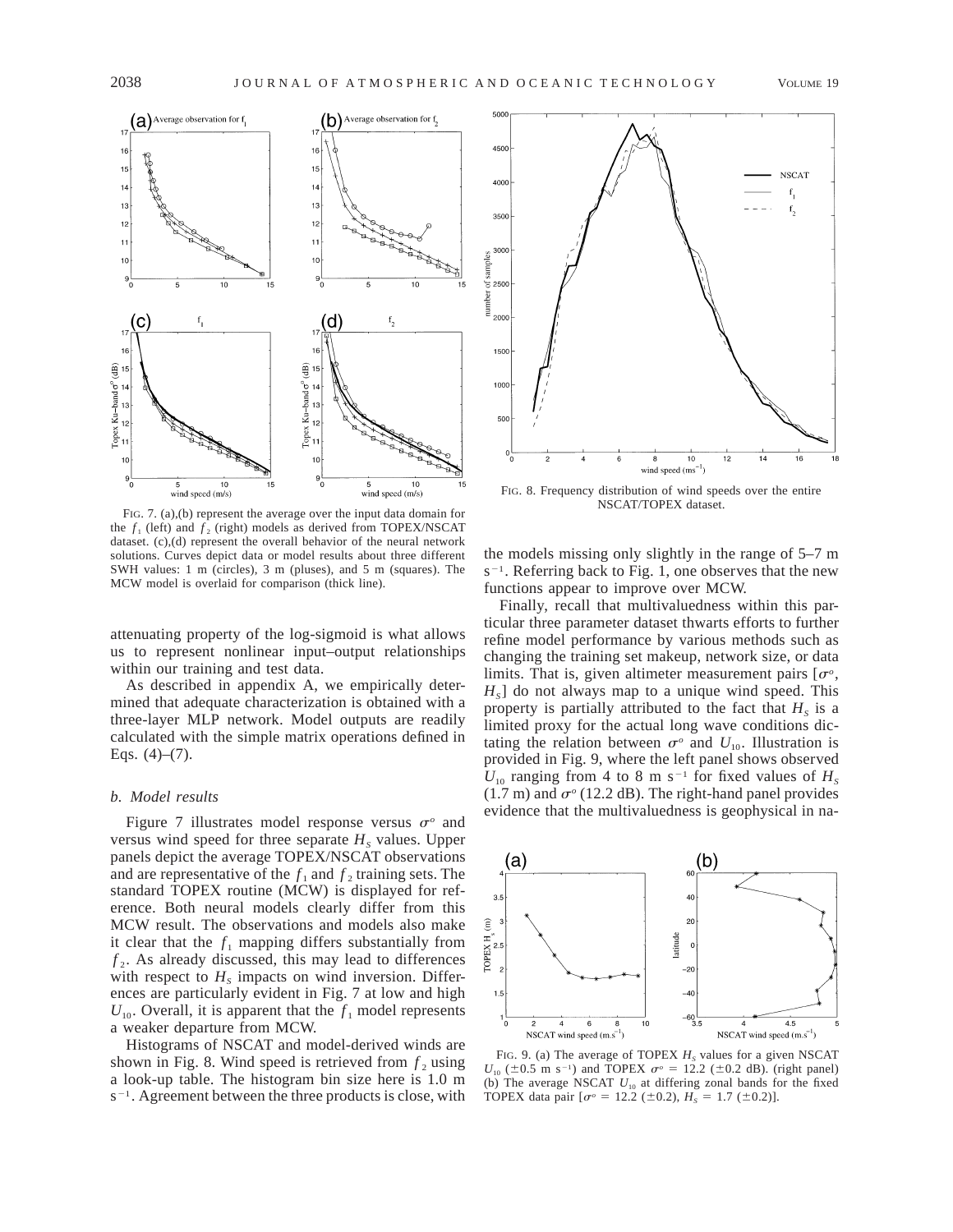FIG. 7. (a),(b) represent the average over the input data domain for the $f_1$ (left) and $f_2$ (right) models as derived from TOPEX/NSCAT dataset. (c),(d) represent the overall behavior of the neural network solutions. Curves depict data or model results about three different SWH values: 1 m (circles), 3 m (pluses), and 5 m (squares). The MCW model is overlaid for comparison (thick line).

FIG. 8. Frequency distribution of wind speeds over the entire NSCAT/TOPEX dataset.

attenuating property of the log-sigmoid is what allows us to represent nonlinear input–output relationships within our training and test data.

As described in appendix A, we empirically determined that adequate characterization is obtained with a three-layer MLP network. Model outputs are readily calculated with the simple matrix operations defined in Eqs. (4)–(7).

### *b. Model results*

Figure 7 illustrates model response versus $\sigma^o$ and versus wind speed for three separate $H_S$ values. Upper panels depict the average TOPEX/NSCAT observations and are representative of the $f_1$ and $f_2$ training sets. The standard TOPEX routine (MCW) is displayed for reference. Both neural models clearly differ from this MCW result. The observations and models also make it clear that the $f_1$ mapping differs substantially from $f_2$. As already discussed, this may lead to differences with respect to $H_S$ impacts on wind inversion. Differences are particularly evident in Fig. 7 at low and high $U_{10}$. Overall, it is apparent that the $f_1$ model represents a weaker departure from MCW.

Histograms of NSCAT and model-derived winds are shown in Fig. 8. Wind speed is retrieved from $f_2$ using a look-up table. The histogram bin size here is 1.0 m s$^{-1}$. Agreement between the three products is close, with the models missing only slightly in the range of 5–7 m s$^{-1}$. Referring back to Fig. 1, one observes that the new functions appear to improve over MCW.

Finally, recall that multivaluedness within this particular three parameter dataset thwarts efforts to further refine model performance by various methods such as changing the training set makeup, network size, or data limits. That is, given altimeter measurement pairs [$\sigma^o$, $H_S$] do not always map to a unique wind speed. This property is partially attributed to the fact that $H_S$ is a limited proxy for the actual long wave conditions dictating the relation between $\sigma^o$ and $U_{10}$. Illustration is provided in Fig. 9, where the left panel shows observed $U_{10}$ ranging from 4 to 8 m s$^{-1}$ for fixed values of $H_S$ (1.7 m) and $\sigma^o$ (12.2 dB). The right-hand panel provides evidence that the multivaluedness is geophysical in na-

FIG. 9. (a) The average of TOPEX $H_S$ values for a given NSCAT $U_{10}$ (±0.5 m s$^{-1}$) and TOPEX $\sigma^o$ = 12.2 (±0.2 dB). (right panel) (b) The average NSCAT $U_{10}$ at differing zonal bands for the fixed TOPEX data pair [$\sigma^o$ = 12.2 (±0.2), $H_S$ = 1.7 (±0.2)].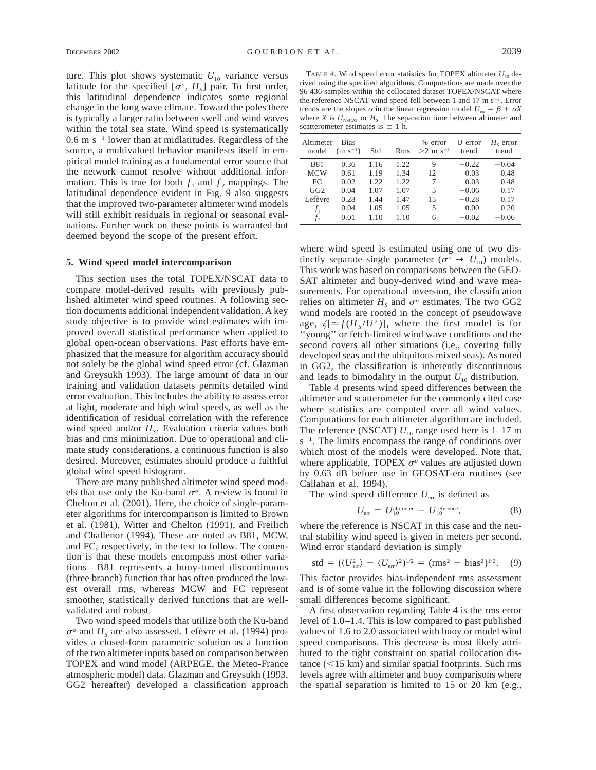ture. This plot shows systematic $U_{10}$ variance versus latitude for the specified [$\sigma^o$, $H_S$] pair. To first order, this latitudinal dependence indicates some regional change in the long wave climate. Toward the poles there is typically a larger ratio between swell and wind waves within the total sea state. Wind speed is systematically 0.6 m s$^{-1}$ lower than at midlatitudes. Regardless of the source, a multivalued behavior manifests itself in empirical model training as a fundamental error source that the network cannot resolve without additional information. This is true for both $f_1$ and $f_2$ mappings. The latitudinal dependence evident in Fig. 9 also suggests that the improved two-parameter altimeter wind models will still exhibit residuals in regional or seasonal evaluations. Further work on these points is warranted but deemed beyond the scope of the present effort.

## 5. Wind speed model intercomparison

This section uses the total TOPEX/NSCAT data to compare model-derived results with previously published altimeter wind speed routines. A following section documents additional independent validation. A key study objective is to provide wind estimates with improved overall statistical performance when applied to global open-ocean observations. Past efforts have emphasized that the measure for algorithm accuracy should not solely be the global wind speed error (cf. Glazman and Greysukh 1993). The large amount of data in our training and validation datasets permits detailed wind error evaluation. This includes the ability to assess error at light, moderate and high wind speeds, as well as the identification of residual correlation with the reference wind speed and/or $H_S$. Evaluation criteria values both bias and rms minimization. Due to operational and climate study considerations, a continuous function is also desired. Moreover, estimates should produce a faithful global wind speed histogram.

There are many published altimeter wind speed models that use only the Ku-band $\sigma^o$. A review is found in Chelton et al. (2001). Here, the choice of single-parameter algorithms for intercomparison is limited to Brown et al. (1981), Witter and Chelton (1991), and Freilich and Challenor (1994). These are noted as B81, MCW, and FC, respectively, in the text to follow. The contention is that these models encompass most other variations—B81 represents a buoy-tuned discontinuous (three branch) function that has often produced the lowest overall rms, whereas MCW and FC represent smoother, statistically derived functions that are well-validated and robust.

Two wind speed models that utilize both the Ku-band $\sigma^o$ and $H_S$ are also assessed. Lefèvre et al. (1994) provides a closed-form parametric solution as a function of the two altimeter inputs based on comparison between TOPEX and wind model (ARPEGE, the Meteo-France atmospheric model) data. Glazman and Greysukh (1993, GG2 hereafter) developed a classification approach where wind speed is estimated using one of two distinctly separate single parameter ($\sigma^o \rightarrow U_{10}$) models. This work was based on comparisons between the GEOSAT altimeter and buoy-derived wind and wave measurements. For operational inversion, the classification relies on altimeter $H_S$ and $\sigma^o$ estimates. The two GG2 wind models are rooted in the concept of pseudowave age, $\zeta[\simeq f(H_S/U^2)]$, where the first model is for "young" or fetch-limited wind wave conditions and the second covers all other situations (i.e., covering fully developed seas and the ubiquitous mixed seas). As noted in GG2, the classification is inherently discontinuous and leads to bimodality in the output $U_{10}$ distribution.

TABLE 4. Wind speed error statistics for TOPEX altimeter $U_{10}$ derived using the specified algorithms. Computations are made over the 96 436 samples within the collocated dataset TOPEX/NSCAT where the reference NSCAT wind speed fell between 1 and 17 m s$^{-1}$. Error trends are the slopes $\alpha$ in the linear regression model $U_{err} = \beta + \alpha X$ where $X$ is $U_{NSCAT}$ or $H_S$. The separation time between altimeter and scatterometer estimates is $\pm$ 1 h.

| Altimeter model | Bias (m s$^{-1}$) | Std | Rms | % error >2 m s$^{-1}$ | U error trend | $H_S$ error trend |
|---|---|---|---|---|---|---|
| B81 | 0.36 | 1.16 | 1.22 | 9 | −0.22 | −0.04 |
| MCW | 0.61 | 1.19 | 1.34 | 12 | 0.03 | 0.48 |
| FC | 0.02 | 1.22 | 1.22 | 7 | 0.03 | 0.48 |
| GG2 | 0.04 | 1.07 | 1.07 | 5 | −0.06 | 0.17 |
| Lefèvre | 0.28 | 1.44 | 1.47 | 15 | −0.28 | 0.17 |
| $f_1$ | 0.04 | 1.05 | 1.05 | 5 | 0.00 | 0.20 |
| $f_2$ | 0.01 | 1.10 | 1.10 | 6 | −0.02 | −0.06 |

Table 4 presents wind speed differences between the altimeter and scatterometer for the commonly cited case where statistics are computed over all wind values. Computations for each altimeter algorithm are included. The reference (NSCAT) $U_{10}$ range used here is 1–17 m s$^{-1}$. The limits encompass the range of conditions over which most of the models were developed. Note that, where applicable, TOPEX $\sigma^o$ values are adjusted down by 0.63 dB before use in GEOSAT-era routines (see Callahan et al. 1994).

The wind speed difference $U_{err}$ is defined as

$$U_{err} = U_{10}^{\text{altimeter}} - U_{10}^{\text{reference}}, \tag{8}$$

where the reference is NSCAT in this case and the neutral stability wind speed is given in meters per second. Wind error standard deviation is simply

$$\text{std} = (\langle U_{err}^2 \rangle - \langle U_{err} \rangle^2)^{1/2} = (\text{rms}^2 - \text{bias}^2)^{1/2}. \tag{9}$$

This factor provides bias-independent rms assessment and is of some value in the following discussion where small differences become significant.

A first observation regarding Table 4 is the rms error level of 1.0–1.4. This is low compared to past published values of 1.6 to 2.0 associated with buoy or model wind speed comparisons. This decrease is most likely attributed to the tight constraint on spatial collocation distance (<15 km) and similar spatial footprints. Such rms levels agree with altimeter and buoy comparisons where the spatial separation is limited to 15 or 20 km (e.g.,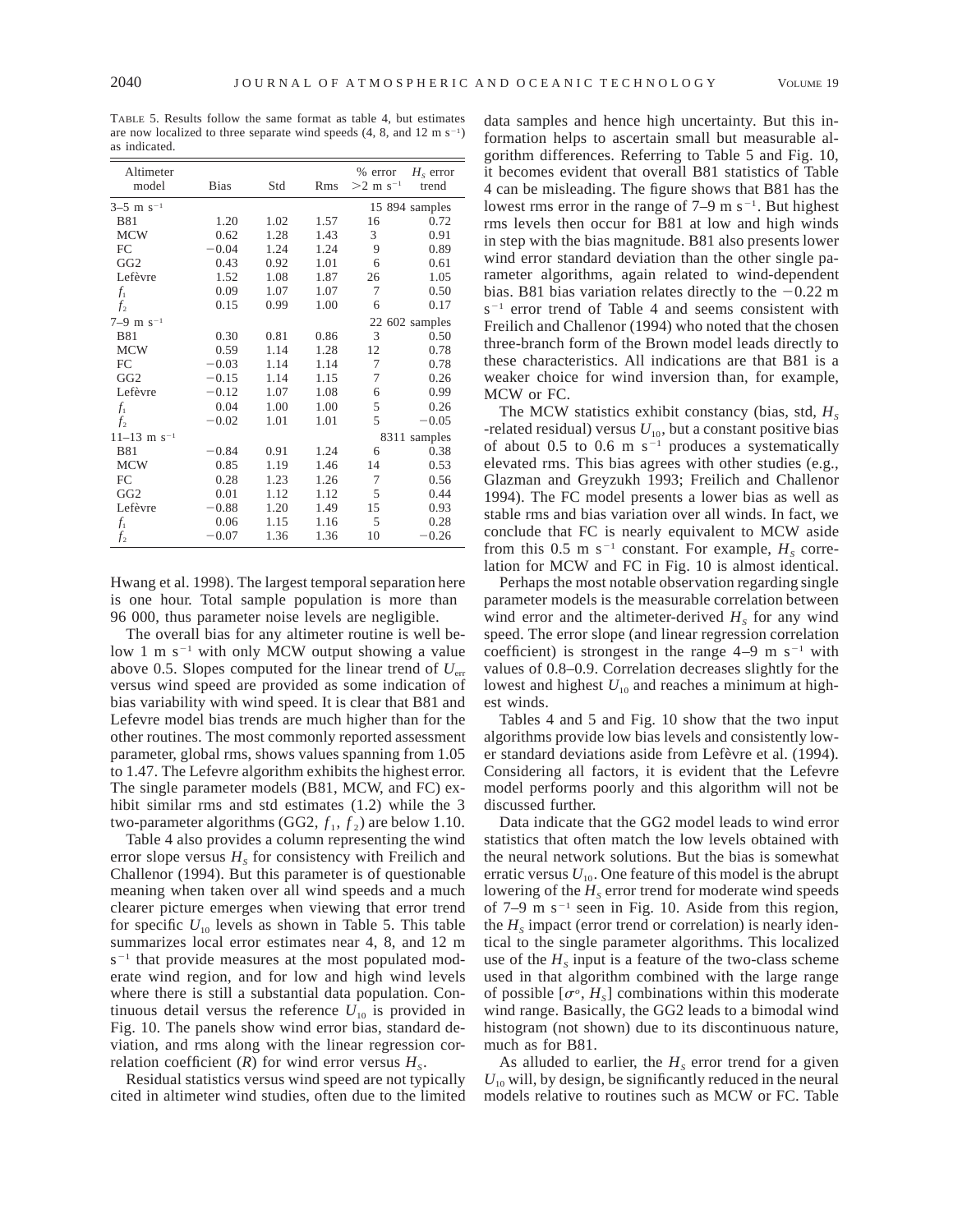TABLE 5. Results follow the same format as table 4, but estimates are now localized to three separate wind speeds (4, 8, and 12 m s$^{-1}$) as indicated.

| Altimeter model | Bias | Std | Rms | % error $>2$ m s$^{-1}$ | $H_S$ error trend |
|---|---|---|---|---|---|
| 3–5 m s$^{-1}$ | | | | 15 894 samples | |
| B81 | 1.20 | 1.02 | 1.57 | 16 | 0.72 |
| MCW | 0.62 | 1.28 | 1.43 | 3 | 0.91 |
| FC | −0.04 | 1.24 | 1.24 | 9 | 0.89 |
| GG2 | 0.43 | 0.92 | 1.01 | 6 | 0.61 |
| Lefèvre | 1.52 | 1.08 | 1.87 | 26 | 1.05 |
| $f_1$ | 0.09 | 1.07 | 1.07 | 7 | 0.50 |
| $f_2$ | 0.15 | 0.99 | 1.00 | 6 | 0.17 |
| 7–9 m s$^{-1}$ | | | | 22 602 samples | |
| B81 | 0.30 | 0.81 | 0.86 | 3 | 0.50 |
| MCW | 0.59 | 1.14 | 1.28 | 12 | 0.78 |
| FC | −0.03 | 1.14 | 1.14 | 7 | 0.78 |
| GG2 | −0.15 | 1.14 | 1.15 | 7 | 0.26 |
| Lefèvre | −0.12 | 1.07 | 1.08 | 6 | 0.99 |
| $f_1$ | 0.04 | 1.00 | 1.00 | 5 | 0.26 |
| $f_2$ | −0.02 | 1.01 | 1.01 | 5 | −0.05 |
| 11–13 m s$^{-1}$ | | | | 8311 samples | |
| B81 | −0.84 | 0.91 | 1.24 | 6 | 0.38 |
| MCW | 0.85 | 1.19 | 1.46 | 14 | 0.53 |
| FC | 0.28 | 1.23 | 1.26 | 7 | 0.56 |
| GG2 | 0.01 | 1.12 | 1.12 | 5 | 0.44 |
| Lefèvre | −0.88 | 1.20 | 1.49 | 15 | 0.93 |
| $f_1$ | 0.06 | 1.15 | 1.16 | 5 | 0.28 |
| $f_2$ | −0.07 | 1.36 | 1.36 | 10 | −0.26 |

Hwang et al. 1998). The largest temporal separation here is one hour. Total sample population is more than 96 000, thus parameter noise levels are negligible.

The overall bias for any altimeter routine is well below 1 m s$^{-1}$ with only MCW output showing a value above 0.5. Slopes computed for the linear trend of $U_{\text{err}}$ versus wind speed are provided as some indication of bias variability with wind speed. It is clear that B81 and Lefevre model bias trends are much higher than for the other routines. The most commonly reported assessment parameter, global rms, shows values spanning from 1.05 to 1.47. The Lefevre algorithm exhibits the highest error. The single parameter models (B81, MCW, and FC) exhibit similar rms and std estimates (1.2) while the 3 two-parameter algorithms (GG2, $f_1$, $f_2$) are below 1.10.

Table 4 also provides a column representing the wind error slope versus $H_S$ for consistency with Freilich and Challenor (1994). But this parameter is of questionable meaning when taken over all wind speeds and a much clearer picture emerges when viewing that error trend for specific $U_{10}$ levels as shown in Table 5. This table summarizes local error estimates near 4, 8, and 12 m s$^{-1}$ that provide measures at the most populated moderate wind region, and for low and high wind levels where there is still a substantial data population. Continuous detail versus the reference $U_{10}$ is provided in Fig. 10. The panels show wind error bias, standard deviation, and rms along with the linear regression correlation coefficient ($R$) for wind error versus $H_S$.

Residual statistics versus wind speed are not typically cited in altimeter wind studies, often due to the limited data samples and hence high uncertainty. But this information helps to ascertain small but measurable algorithm differences. Referring to Table 5 and Fig. 10, it becomes evident that overall B81 statistics of Table 4 can be misleading. The figure shows that B81 has the lowest rms error in the range of 7–9 m s$^{-1}$. But highest rms levels then occur for B81 at low and high winds in step with the bias magnitude. B81 also presents lower wind error standard deviation than the other single parameter algorithms, again related to wind-dependent bias. B81 bias variation relates directly to the −0.22 m s$^{-1}$ error trend of Table 4 and seems consistent with Freilich and Challenor (1994) who noted that the chosen three-branch form of the Brown model leads directly to these characteristics. All indications are that B81 is a weaker choice for wind inversion than, for example, MCW or FC.

The MCW statistics exhibit constancy (bias, std, $H_S$-related residual) versus $U_{10}$, but a constant positive bias of about 0.5 to 0.6 m s$^{-1}$ produces a systematically elevated rms. This bias agrees with other studies (e.g., Glazman and Greyzukh 1993; Freilich and Challenor 1994). The FC model presents a lower bias as well as stable rms and bias variation over all winds. In fact, we conclude that FC is nearly equivalent to MCW aside from this 0.5 m s$^{-1}$ constant. For example, $H_S$ correlation for MCW and FC in Fig. 10 is almost identical.

Perhaps the most notable observation regarding single parameter models is the measurable correlation between wind error and the altimeter-derived $H_S$ for any wind speed. The error slope (and linear regression correlation coefficient) is strongest in the range 4–9 m s$^{-1}$ with values of 0.8–0.9. Correlation decreases slightly for the lowest and highest $U_{10}$ and reaches a minimum at highest winds.

Tables 4 and 5 and Fig. 10 show that the two input algorithms provide low bias levels and consistently lower standard deviations aside from Lefèvre et al. (1994). Considering all factors, it is evident that the Lefevre model performs poorly and this algorithm will not be discussed further.

Data indicate that the GG2 model leads to wind error statistics that often match the low levels obtained with the neural network solutions. But the bias is somewhat erratic versus $U_{10}$. One feature of this model is the abrupt lowering of the $H_S$ error trend for moderate wind speeds of 7–9 m s$^{-1}$ seen in Fig. 10. Aside from this region, the $H_S$ impact (error trend or correlation) is nearly identical to the single parameter algorithms. This localized use of the $H_S$ input is a feature of the two-class scheme used in that algorithm combined with the large range of possible [$\sigma^o$, $H_S$] combinations within this moderate wind range. Basically, the GG2 leads to a bimodal wind histogram (not shown) due to its discontinuous nature, much as for B81.

As alluded to earlier, the $H_S$ error trend for a given $U_{10}$ will, by design, be significantly reduced in the neural models relative to routines such as MCW or FC. Table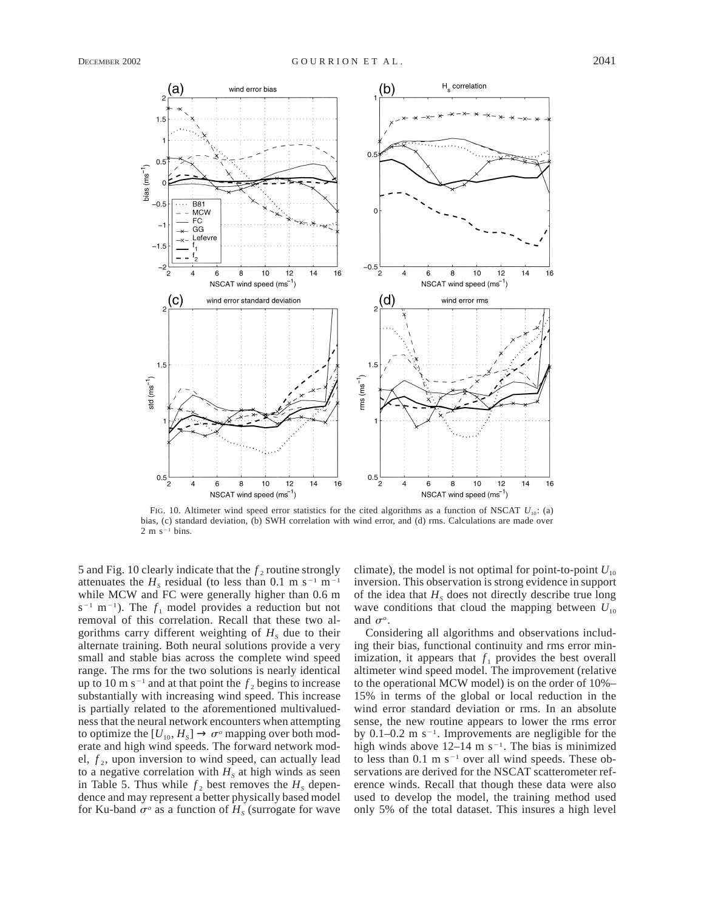FIG. 10. Altimeter wind speed error statistics for the cited algorithms as a function of NSCAT $U_{10}$: (a) bias, (c) standard deviation, (b) SWH correlation with wind error, and (d) rms. Calculations are made over 2 m s$^{-1}$ bins.

5 and Fig. 10 clearly indicate that the $f_2$ routine strongly attenuates the $H_S$ residual (to less than 0.1 m s$^{-1}$ m$^{-1}$ while MCW and FC were generally higher than 0.6 m s$^{-1}$ m$^{-1}$). The $f_1$ model provides a reduction but not removal of this correlation. Recall that these two algorithms carry different weighting of $H_S$ due to their alternate training. Both neural solutions provide a very small and stable bias across the complete wind speed range. The rms for the two solutions is nearly identical up to 10 m s$^{-1}$ and at that point the $f_2$ begins to increase substantially with increasing wind speed. This increase is partially related to the aforementioned multivaluedness that the neural network encounters when attempting to optimize the $[U_{10}, H_S] \rightarrow \sigma^o$ mapping over both moderate and high wind speeds. The forward network model, $f_2$, upon inversion to wind speed, can actually lead to a negative correlation with $H_S$ at high winds as seen in Table 5. Thus while $f_2$ best removes the $H_S$ dependence and may represent a better physically based model for Ku-band $\sigma^o$ as a function of $H_S$ (surrogate for wave climate), the model is not optimal for point-to-point $U_{10}$ inversion. This observation is strong evidence in support of the idea that $H_S$ does not directly describe true long wave conditions that cloud the mapping between $U_{10}$ and $\sigma^o$.

Considering all algorithms and observations including their bias, functional continuity and rms error minimization, it appears that $f_1$ provides the best overall altimeter wind speed model. The improvement (relative to the operational MCW model) is on the order of 10%–15% in terms of the global or local reduction in the wind error standard deviation or rms. In an absolute sense, the new routine appears to lower the rms error by 0.1–0.2 m s$^{-1}$. Improvements are negligible for the high winds above 12–14 m s$^{-1}$. The bias is minimized to less than 0.1 m s$^{-1}$ over all wind speeds. These observations are derived for the NSCAT scatterometer reference winds. Recall that though these data were also used to develop the model, the training method used only 5% of the total dataset. This insures a high level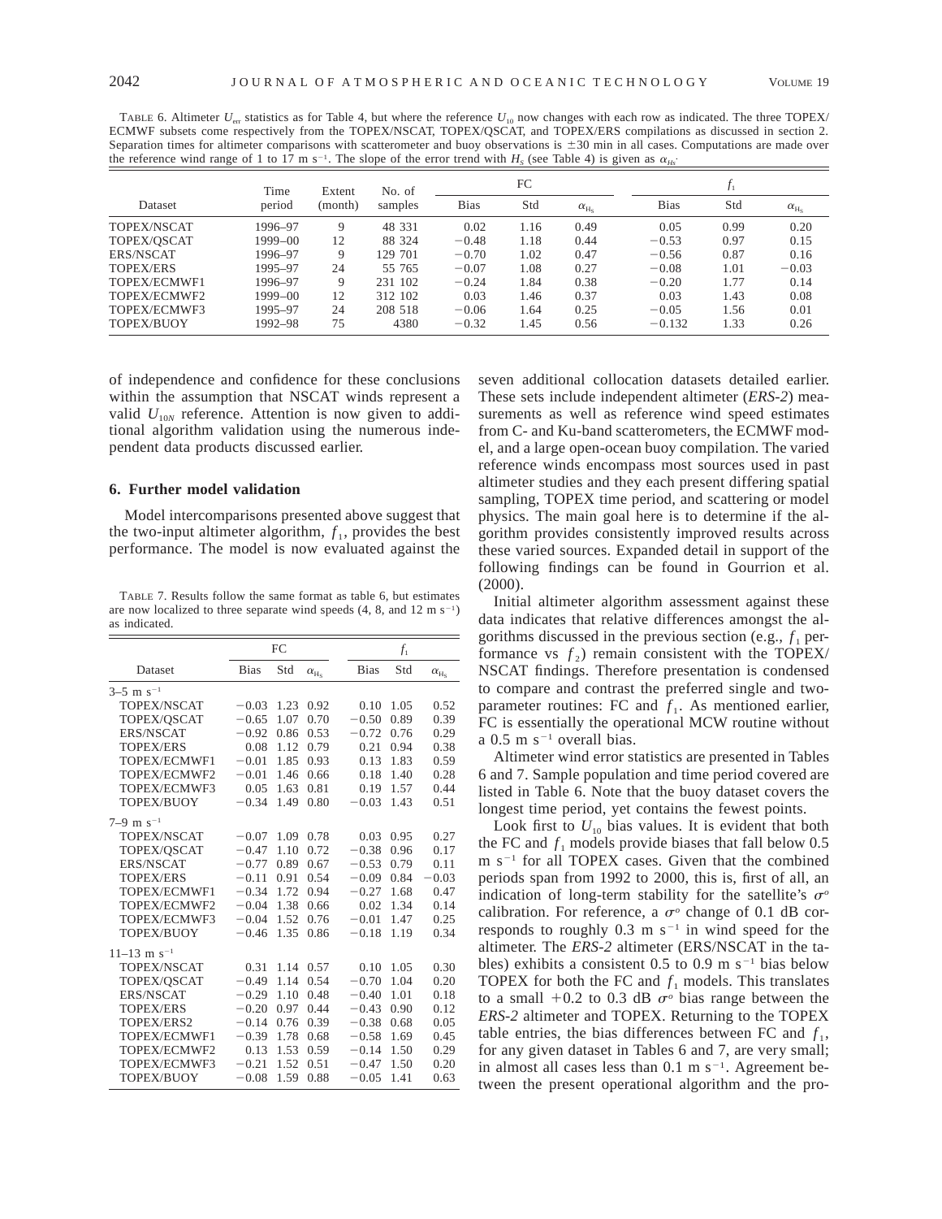TABLE 6. Altimeter $U_{err}$ statistics as for Table 4, but where the reference $U_{10}$ now changes with each row as indicated. The three TOPEX/ECMWF subsets come respectively from the TOPEX/NSCAT, TOPEX/QSCAT, and TOPEX/ERS compilations as discussed in section 2. Separation times for altimeter comparisons with scatterometer and buoy observations is ±30 min in all cases. Computations are made over the reference wind range of 1 to 17 m s$^{-1}$. The slope of the error trend with $H_s$ (see Table 4) is given as $\alpha_{H_s}$.

| Dataset | Time period | Extent (month) | No. of samples | FC | | | $f_1$ | | |
|---|---|---|---|---|---|---|---|---|---|
| | | | | Bias | Std | $\alpha_{H_s}$ | Bias | Std | $\alpha_{H_s}$ |
| TOPEX/NSCAT | 1996–97 | 9 | 48 331 | 0.02 | 1.16 | 0.49 | 0.05 | 0.99 | 0.20 |
| TOPEX/QSCAT | 1999–00 | 12 | 88 324 | −0.48 | 1.18 | 0.44 | −0.53 | 0.97 | 0.15 |
| ERS/NSCAT | 1996–97 | 9 | 129 701 | −0.70 | 1.02 | 0.47 | −0.56 | 0.87 | 0.16 |
| TOPEX/ERS | 1995–97 | 24 | 55 765 | −0.07 | 1.08 | 0.27 | −0.08 | 1.01 | −0.03 |
| TOPEX/ECMWF1 | 1996–97 | 9 | 231 102 | −0.24 | 1.84 | 0.38 | −0.20 | 1.77 | 0.14 |
| TOPEX/ECMWF2 | 1999–00 | 12 | 312 102 | 0.03 | 1.46 | 0.37 | 0.03 | 1.43 | 0.08 |
| TOPEX/ECMWF3 | 1995–97 | 24 | 208 518 | −0.06 | 1.64 | 0.25 | −0.05 | 1.56 | 0.01 |
| TOPEX/BUOY | 1992–98 | 75 | 4380 | −0.32 | 1.45 | 0.56 | −0.132 | 1.33 | 0.26 |

of independence and confidence for these conclusions within the assumption that NSCAT winds represent a valid $U_{10N}$ reference. Attention is now given to additional algorithm validation using the numerous independent data products discussed earlier.

## 6. Further model validation

Model intercomparisons presented above suggest that the two-input altimeter algorithm, $f_1$, provides the best performance. The model is now evaluated against the seven additional collocation datasets detailed earlier. These sets include independent altimeter (*ERS-2*) measurements as well as reference wind speed estimates from C- and Ku-band scatterometers, the ECMWF model, and a large open-ocean buoy compilation. The varied reference winds encompass most sources used in past altimeter studies and they each present differing spatial sampling, TOPEX time period, and scattering or model physics. The main goal here is to determine if the algorithm provides consistently improved results across these varied sources. Expanded detail in support of the following findings can be found in Gourrion et al. (2000).

TABLE 7. Results follow the same format as table 6, but estimates are now localized to three separate wind speeds (4, 8, and 12 m s$^{-1}$) as indicated.

| Dataset | FC | | | $f_1$ | | |
|---|---|---|---|---|---|---|
| | Bias | Std | $\alpha_{H_s}$ | Bias | Std | $\alpha_{H_s}$ |
| 3–5 m s$^{-1}$ | | | | | | |
| TOPEX/NSCAT | −0.03 | 1.23 | 0.92 | 0.10 | 1.05 | 0.52 |
| TOPEX/QSCAT | −0.65 | 1.07 | 0.70 | −0.50 | 0.89 | 0.39 |
| ERS/NSCAT | −0.92 | 0.86 | 0.53 | −0.72 | 0.76 | 0.29 |
| TOPEX/ERS | 0.08 | 1.12 | 0.79 | 0.21 | 0.94 | 0.38 |
| TOPEX/ECMWF1 | −0.01 | 1.85 | 0.93 | 0.13 | 1.83 | 0.59 |
| TOPEX/ECMWF2 | −0.01 | 1.46 | 0.66 | 0.18 | 1.40 | 0.28 |
| TOPEX/ECMWF3 | 0.05 | 1.63 | 0.81 | 0.19 | 1.57 | 0.44 |
| TOPEX/BUOY | −0.34 | 1.49 | 0.80 | −0.03 | 1.43 | 0.51 |
| 7–9 m s$^{-1}$ | | | | | | |
| TOPEX/NSCAT | −0.07 | 1.09 | 0.78 | 0.03 | 0.95 | 0.27 |
| TOPEX/QSCAT | −0.47 | 1.10 | 0.72 | −0.38 | 0.96 | 0.17 |
| ERS/NSCAT | −0.77 | 0.89 | 0.67 | −0.53 | 0.79 | 0.11 |
| TOPEX/ERS | −0.11 | 0.91 | 0.54 | −0.09 | 0.84 | −0.03 |
| TOPEX/ECMWF1 | −0.34 | 1.72 | 0.94 | −0.27 | 1.68 | 0.47 |
| TOPEX/ECMWF2 | −0.04 | 1.38 | 0.66 | 0.02 | 1.34 | 0.14 |
| TOPEX/ECMWF3 | −0.04 | 1.52 | 0.76 | −0.01 | 1.47 | 0.25 |
| TOPEX/BUOY | −0.46 | 1.35 | 0.86 | −0.18 | 1.19 | 0.34 |
| 11–13 m s$^{-1}$ | | | | | | |
| TOPEX/NSCAT | 0.31 | 1.14 | 0.57 | 0.10 | 1.05 | 0.30 |
| TOPEX/QSCAT | −0.49 | 1.14 | 0.54 | −0.70 | 1.04 | 0.20 |
| ERS/NSCAT | −0.29 | 1.10 | 0.48 | −0.40 | 1.01 | 0.18 |
| TOPEX/ERS | −0.20 | 0.97 | 0.44 | −0.43 | 0.90 | 0.12 |
| TOPEX/ERS2 | −0.14 | 0.76 | 0.39 | −0.38 | 0.68 | 0.05 |
| TOPEX/ECMWF1 | −0.39 | 1.78 | 0.68 | −0.58 | 1.69 | 0.45 |
| TOPEX/ECMWF2 | 0.13 | 1.53 | 0.59 | −0.14 | 1.50 | 0.29 |
| TOPEX/ECMWF3 | −0.21 | 1.52 | 0.51 | −0.47 | 1.50 | 0.20 |
| TOPEX/BUOY | −0.08 | 1.59 | 0.88 | −0.05 | 1.41 | 0.63 |

Initial altimeter algorithm assessment against these data indicates that relative differences amongst the algorithms discussed in the previous section (e.g., $f_1$ performance vs $f_2$) remain consistent with the TOPEX/NSCAT findings. Therefore presentation is condensed to compare and contrast the preferred single and two-parameter routines: FC and $f_1$. As mentioned earlier, FC is essentially the operational MCW routine without a 0.5 m s$^{-1}$ overall bias.

Altimeter wind error statistics are presented in Tables 6 and 7. Sample population and time period covered are listed in Table 6. Note that the buoy dataset covers the longest time period, yet contains the fewest points.

Look first to $U_{10}$ bias values. It is evident that both the FC and $f_1$ models provide biases that fall below 0.5 m s$^{-1}$ for all TOPEX cases. Given that the combined periods span from 1992 to 2000, this is, first of all, an indication of long-term stability for the satellite's $\sigma^o$ calibration. For reference, a $\sigma^o$ change of 0.1 dB corresponds to roughly 0.3 m s$^{-1}$ in wind speed for the altimeter. The *ERS-2* altimeter (ERS/NSCAT in the tables) exhibits a consistent 0.5 to 0.9 m s$^{-1}$ bias below TOPEX for both the FC and $f_1$ models. This translates to a small +0.2 to 0.3 dB $\sigma^o$ bias range between the *ERS-2* altimeter and TOPEX. Returning to the TOPEX table entries, the bias differences between FC and $f_1$, for any given dataset in Tables 6 and 7, are very small; in almost all cases less than 0.1 m s$^{-1}$. Agreement between the present operational algorithm and the pro-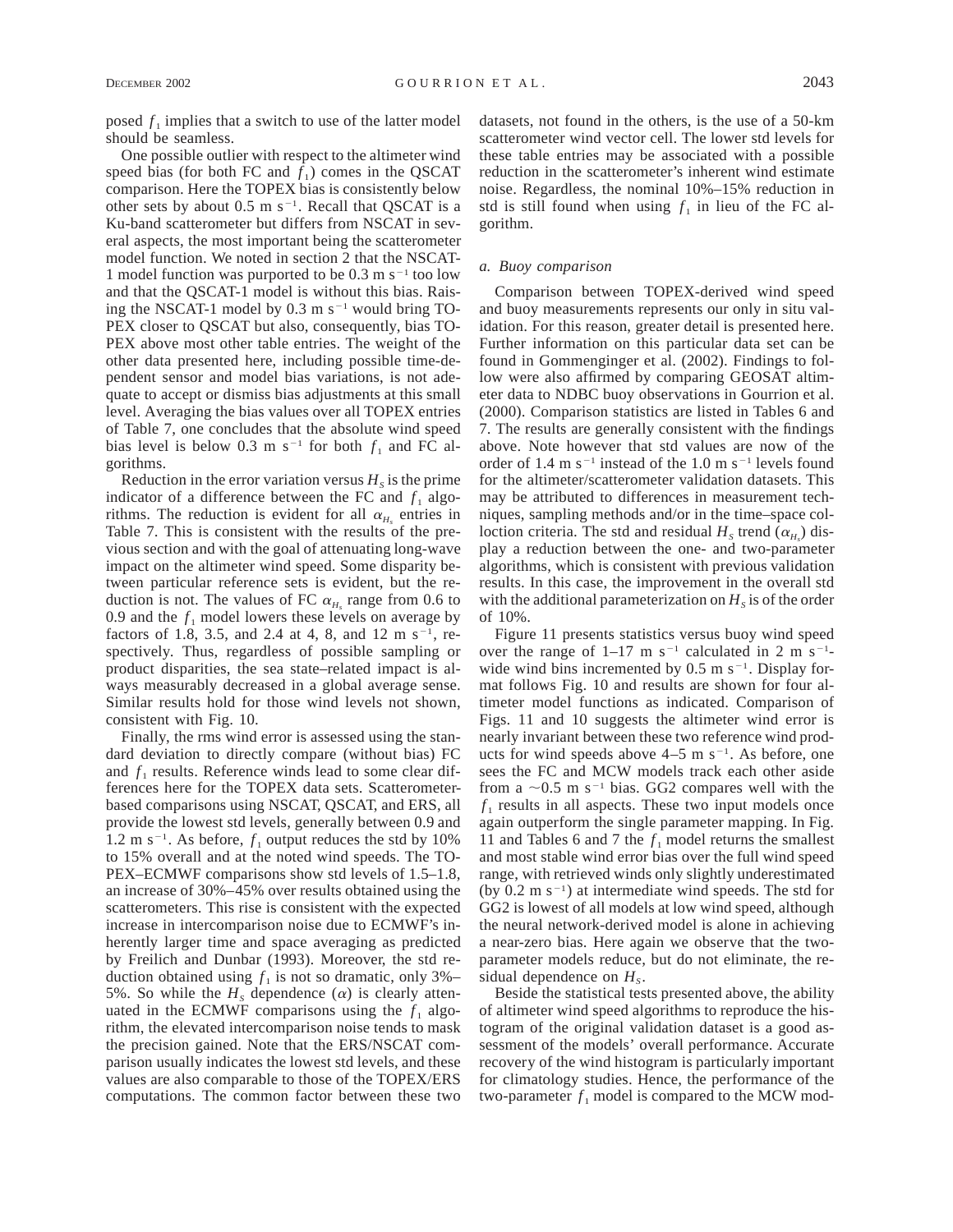posed $f_1$ implies that a switch to use of the latter model should be seamless.

One possible outlier with respect to the altimeter wind speed bias (for both FC and $f_1$) comes in the QSCAT comparison. Here the TOPEX bias is consistently below other sets by about 0.5 m s$^{-1}$. Recall that QSCAT is a Ku-band scatterometer but differs from NSCAT in several aspects, the most important being the scatterometer model function. We noted in section 2 that the NSCAT-1 model function was purported to be 0.3 m s$^{-1}$ too low and that the QSCAT-1 model is without this bias. Raising the NSCAT-1 model by 0.3 m s$^{-1}$ would bring TOPEX closer to QSCAT but also, consequently, bias TOPEX above most other table entries. The weight of the other data presented here, including possible time-dependent sensor and model bias variations, is not adequate to accept or dismiss bias adjustments at this small level. Averaging the bias values over all TOPEX entries of Table 7, one concludes that the absolute wind speed bias level is below 0.3 m s$^{-1}$ for both $f_1$ and FC algorithms.

Reduction in the error variation versus $H_S$ is the prime indicator of a difference between the FC and $f_1$ algorithms. The reduction is evident for all $\alpha_{H_s}$ entries in Table 7. This is consistent with the results of the previous section and with the goal of attenuating long-wave impact on the altimeter wind speed. Some disparity between particular reference sets is evident, but the reduction is not. The values of FC $\alpha_{H_s}$ range from 0.6 to 0.9 and the $f_1$ model lowers these levels on average by factors of 1.8, 3.5, and 2.4 at 4, 8, and 12 m s$^{-1}$, respectively. Thus, regardless of possible sampling or product disparities, the sea state–related impact is always measurably decreased in a global average sense. Similar results hold for those wind levels not shown, consistent with Fig. 10.

Finally, the rms wind error is assessed using the standard deviation to directly compare (without bias) FC and $f_1$ results. Reference winds lead to some clear differences here for the TOPEX data sets. Scatterometer-based comparisons using NSCAT, QSCAT, and ERS, all provide the lowest std levels, generally between 0.9 and 1.2 m s$^{-1}$. As before, $f_1$ output reduces the std by 10% to 15% overall and at the noted wind speeds. The TOPEX–ECMWF comparisons show std levels of 1.5–1.8, an increase of 30%–45% over results obtained using the scatterometers. This rise is consistent with the expected increase in intercomparison noise due to ECMWF's inherently larger time and space averaging as predicted by Freilich and Dunbar (1993). Moreover, the std reduction obtained using $f_1$ is not so dramatic, only 3%–5%. So while the $H_S$ dependence ($\alpha$) is clearly attenuated in the ECMWF comparisons using the $f_1$ algorithm, the elevated intercomparison noise tends to mask the precision gained. Note that the ERS/NSCAT comparison usually indicates the lowest std levels, and these values are also comparable to those of the TOPEX/ERS computations. The common factor between these two datasets, not found in the others, is the use of a 50-km scatterometer wind vector cell. The lower std levels for these table entries may be associated with a possible reduction in the scatterometer's inherent wind estimate noise. Regardless, the nominal 10%–15% reduction in std is still found when using $f_1$ in lieu of the FC algorithm.

### *a. Buoy comparison*

Comparison between TOPEX-derived wind speed and buoy measurements represents our only in situ validation. For this reason, greater detail is presented here. Further information on this particular data set can be found in Gommenginger et al. (2002). Findings to follow were also affirmed by comparing GEOSAT altimeter data to NDBC buoy observations in Gourrion et al. (2000). Comparison statistics are listed in Tables 6 and 7. The results are generally consistent with the findings above. Note however that std values are now of the order of 1.4 m s$^{-1}$ instead of the 1.0 m s$^{-1}$ levels found for the altimeter/scatterometer validation datasets. This may be attributed to differences in measurement techniques, sampling methods and/or in the time–space collocation criteria. The std and residual $H_S$ trend ($\alpha_{H_s}$) display a reduction between the one- and two-parameter algorithms, which is consistent with previous validation results. In this case, the improvement in the overall std with the additional parameterization on $H_S$ is of the order of 10%.

Figure 11 presents statistics versus buoy wind speed over the range of 1–17 m s$^{-1}$ calculated in 2 m s$^{-1}$-wide wind bins incremented by 0.5 m s$^{-1}$. Display format follows Fig. 10 and results are shown for four altimeter model functions as indicated. Comparison of Figs. 11 and 10 suggests the altimeter wind error is nearly invariant between these two reference wind products for wind speeds above 4–5 m s$^{-1}$. As before, one sees the FC and MCW models track each other aside from a ~0.5 m s$^{-1}$ bias. GG2 compares well with the $f_1$ results in all aspects. These two input models once again outperform the single parameter mapping. In Fig. 11 and Tables 6 and 7 the $f_1$ model returns the smallest and most stable wind error bias over the full wind speed range, with retrieved winds only slightly underestimated (by 0.2 m s$^{-1}$) at intermediate wind speeds. The std for GG2 is lowest of all models at low wind speed, although the neural network-derived model is alone in achieving a near-zero bias. Here again we observe that the two-parameter models reduce, but do not eliminate, the residual dependence on $H_S$.

Beside the statistical tests presented above, the ability of altimeter wind speed algorithms to reproduce the histogram of the original validation dataset is a good assessment of the models' overall performance. Accurate recovery of the wind histogram is particularly important for climatology studies. Hence, the performance of the two-parameter $f_1$ model is compared to the MCW mod-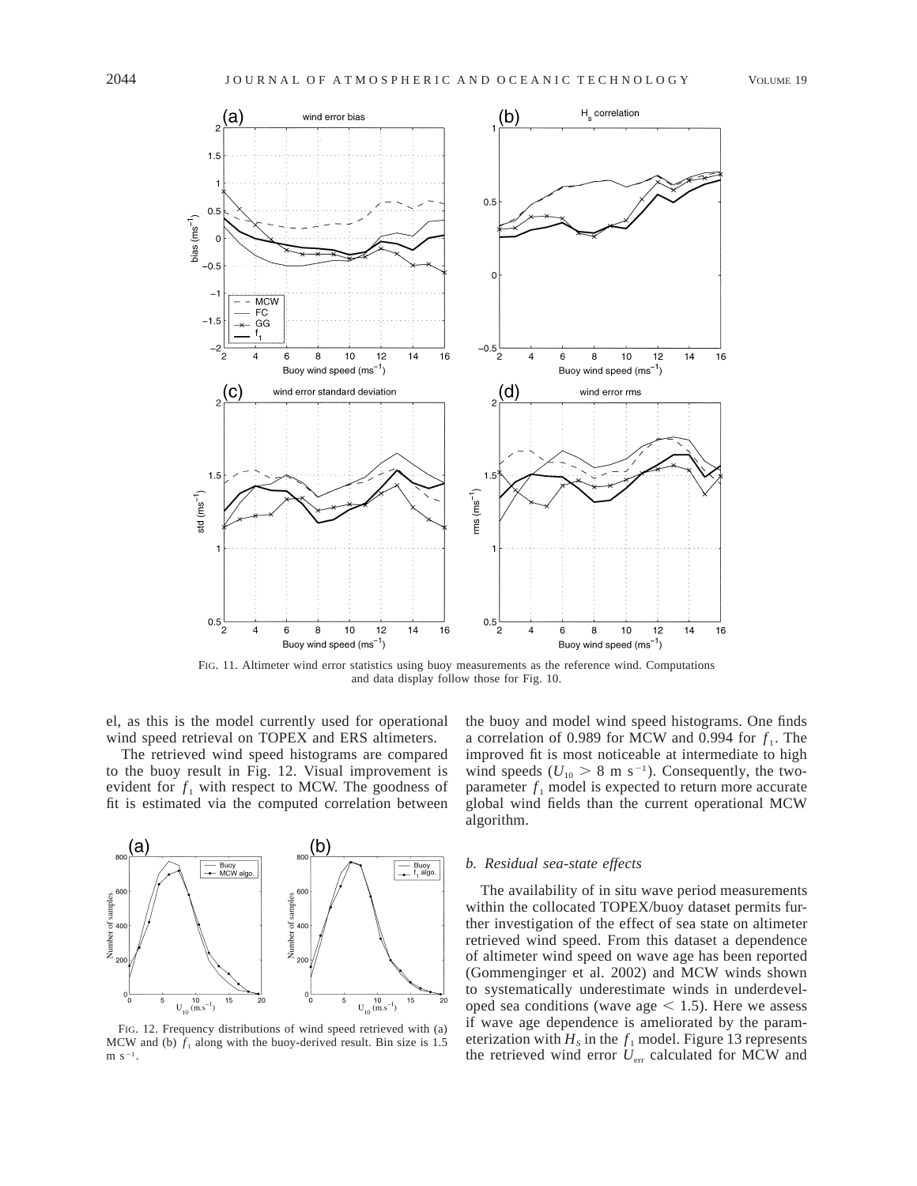FIG. 11. Altimeter wind error statistics using buoy measurements as the reference wind. Computations and data display follow those for Fig. 10.

el, as this is the model currently used for operational wind speed retrieval on TOPEX and ERS altimeters.

The retrieved wind speed histograms are compared to the buoy result in Fig. 12. Visual improvement is evident for $f_1$ with respect to MCW. The goodness of fit is estimated via the computed correlation between the buoy and model wind speed histograms. One finds a correlation of 0.989 for MCW and 0.994 for $f_1$. The improved fit is most noticeable at intermediate to high wind speeds ($U_{10} > 8$ m s$^{-1}$). Consequently, the two-parameter $f_1$ model is expected to return more accurate global wind fields than the current operational MCW algorithm.

FIG. 12. Frequency distributions of wind speed retrieved with (a) MCW and (b) $f_1$ along with the buoy-derived result. Bin size is 1.5 m s$^{-1}$.

### *b. Residual sea-state effects*

The availability of in situ wave period measurements within the collocated TOPEX/buoy dataset permits further investigation of the effect of sea state on altimeter retrieved wind speed. From this dataset a dependence of altimeter wind speed on wave age has been reported (Gommenginger et al. 2002) and MCW winds shown to systematically underestimate winds in underdeveloped sea conditions (wave age $< 1.5$). Here we assess if wave age dependence is ameliorated by the parameterization with $H_S$ in the $f_1$ model. Figure 13 represents the retrieved wind error $U_{\mathrm{err}}$ calculated for MCW and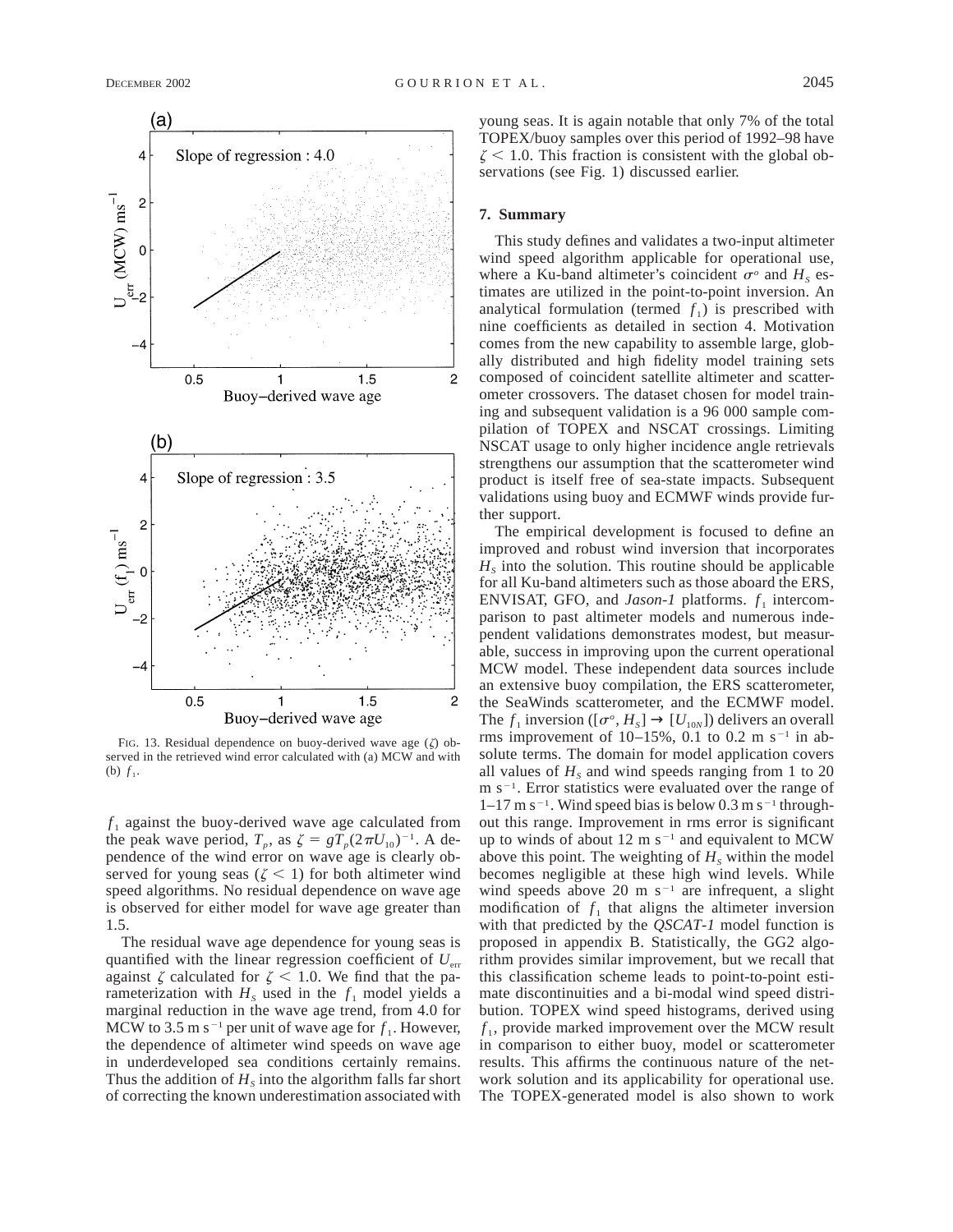FIG. 13. Residual dependence on buoy-derived wave age ($\zeta$) observed in the retrieved wind error calculated with (a) MCW and with (b) $f_1$.

$f_1$ against the buoy-derived wave age calculated from the peak wave period, $T_p$, as $\zeta = gT_p(2\pi U_{10})^{-1}$. A dependence of the wind error on wave age is clearly observed for young seas ($\zeta < 1$) for both altimeter wind speed algorithms. No residual dependence on wave age is observed for either model for wave age greater than 1.5.

The residual wave age dependence for young seas is quantified with the linear regression coefficient of $U_{err}$ against $\zeta$ calculated for $\zeta < 1.0$. We find that the parameterization with $H_S$ used in the $f_1$ model yields a marginal reduction in the wave age trend, from 4.0 for MCW to 3.5 m s$^{-1}$ per unit of wave age for $f_1$. However, the dependence of altimeter wind speeds on wave age in underdeveloped sea conditions certainly remains. Thus the addition of $H_S$ into the algorithm falls far short of correcting the known underestimation associated with young seas. It is again notable that only 7% of the total TOPEX/buoy samples over this period of 1992–98 have $\zeta < 1.0$. This fraction is consistent with the global observations (see Fig. 1) discussed earlier.

## 7. Summary

This study defines and validates a two-input altimeter wind speed algorithm applicable for operational use, where a Ku-band altimeter's coincident $\sigma^o$ and $H_S$ estimates are utilized in the point-to-point inversion. An analytical formulation (termed $f_1$) is prescribed with nine coefficients as detailed in section 4. Motivation comes from the new capability to assemble large, globally distributed and high fidelity model training sets composed of coincident satellite altimeter and scatterometer crossovers. The dataset chosen for model training and subsequent validation is a 96 000 sample compilation of TOPEX and NSCAT crossings. Limiting NSCAT usage to only higher incidence angle retrievals strengthens our assumption that the scatterometer wind product is itself free of sea-state impacts. Subsequent validations using buoy and ECMWF winds provide further support.

The empirical development is focused to define an improved and robust wind inversion that incorporates $H_S$ into the solution. This routine should be applicable for all Ku-band altimeters such as those aboard the ERS, ENVISAT, GFO, and *Jason-1* platforms. $f_1$ intercomparison to past altimeter models and numerous independent validations demonstrates modest, but measurable, success in improving upon the current operational MCW model. These independent data sources include an extensive buoy compilation, the ERS scatterometer, the SeaWinds scatterometer, and the ECMWF model. The $f_1$ inversion ($[\sigma^o, H_S] \rightarrow [U_{10N}]$) delivers an overall rms improvement of 10–15%, 0.1 to 0.2 m s$^{-1}$ in absolute terms. The domain for model application covers all values of $H_S$ and wind speeds ranging from 1 to 20 m s$^{-1}$. Error statistics were evaluated over the range of 1–17 m s$^{-1}$. Wind speed bias is below 0.3 m s$^{-1}$ throughout this range. Improvement in rms error is significant up to winds of about 12 m s$^{-1}$ and equivalent to MCW above this point. The weighting of $H_S$ within the model becomes negligible at these high wind levels. While wind speeds above 20 m s$^{-1}$ are infrequent, a slight modification of $f_1$ that aligns the altimeter inversion with that predicted by the *QSCAT-1* model function is proposed in appendix B. Statistically, the GG2 algorithm provides similar improvement, but we recall that this classification scheme leads to point-to-point estimate discontinuities and a bi-modal wind speed distribution. TOPEX wind speed histograms, derived using $f_1$, provide marked improvement over the MCW result in comparison to either buoy, model or scatterometer results. This affirms the continuous nature of the network solution and its applicability for operational use. The TOPEX-generated model is also shown to work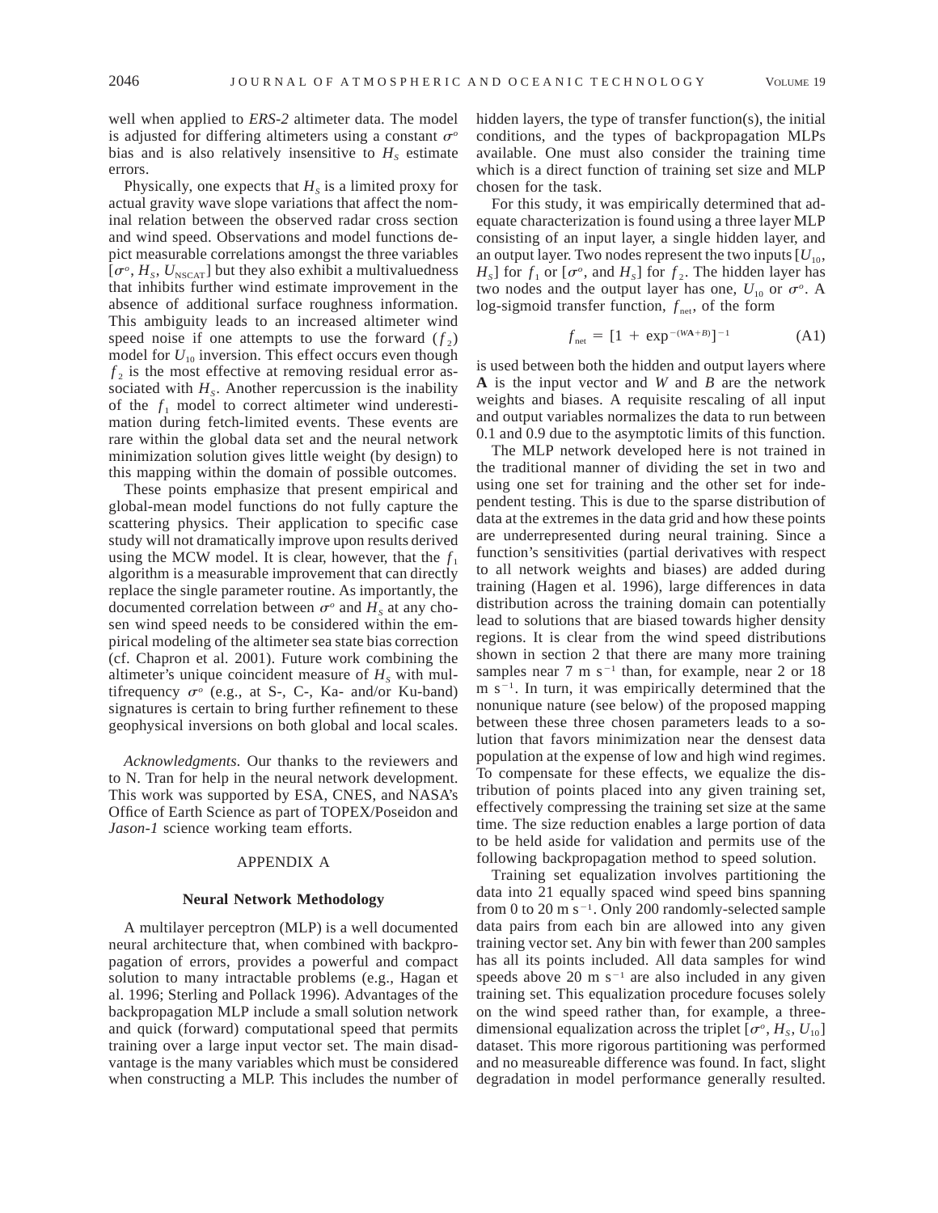well when applied to *ERS-2* altimeter data. The model is adjusted for differing altimeters using a constant $\sigma^o$ bias and is also relatively insensitive to $H_S$ estimate errors.

Physically, one expects that $H_S$ is a limited proxy for actual gravity wave slope variations that affect the nominal relation between the observed radar cross section and wind speed. Observations and model functions depict measurable correlations amongst the three variables [$\sigma^o$, $H_S$, $U_{\rm NSCAT}$] but they also exhibit a multivaluedness that inhibits further wind estimate improvement in the absence of additional surface roughness information. This ambiguity leads to an increased altimeter wind speed noise if one attempts to use the forward ($f_2$) model for $U_{10}$ inversion. This effect occurs even though $f_2$ is the most effective at removing residual error associated with $H_S$. Another repercussion is the inability of the $f_1$ model to correct altimeter wind underestimation during fetch-limited events. These events are rare within the global data set and the neural network minimization solution gives little weight (by design) to this mapping within the domain of possible outcomes.

These points emphasize that present empirical and global-mean model functions do not fully capture the scattering physics. Their application to specific case study will not dramatically improve upon results derived using the MCW model. It is clear, however, that the $f_1$ algorithm is a measurable improvement that can directly replace the single parameter routine. As importantly, the documented correlation between $\sigma^o$ and $H_S$ at any chosen wind speed needs to be considered within the empirical modeling of the altimeter sea state bias correction (cf. Chapron et al. 2001). Future work combining the altimeter's unique coincident measure of $H_S$ with multifrequency $\sigma^o$ (e.g., at S-, C-, Ka- and/or Ku-band) signatures is certain to bring further refinement to these geophysical inversions on both global and local scales.

*Acknowledgments.* Our thanks to the reviewers and to N. Tran for help in the neural network development. This work was supported by ESA, CNES, and NASA's Office of Earth Science as part of TOPEX/Poseidon and *Jason-1* science working team efforts.

## APPENDIX A

### Neural Network Methodology

A multilayer perceptron (MLP) is a well documented neural architecture that, when combined with backpropagation of errors, provides a powerful and compact solution to many intractable problems (e.g., Hagan et al. 1996; Sterling and Pollack 1996). Advantages of the backpropagation MLP include a small solution network and quick (forward) computational speed that permits training over a large input vector set. The main disadvantage is the many variables which must be considered when constructing a MLP. This includes the number of hidden layers, the type of transfer function(s), the initial conditions, and the types of backpropagation MLPs available. One must also consider the training time which is a direct function of training set size and MLP chosen for the task.

For this study, it was empirically determined that adequate characterization is found using a three layer MLP consisting of an input layer, a single hidden layer, and an output layer. Two nodes represent the two inputs [$U_{10}$, $H_S$] for $f_1$ or [$\sigma^o$, and $H_S$] for $f_2$. The hidden layer has two nodes and the output layer has one, $U_{10}$ or $\sigma^o$. A log-sigmoid transfer function, $f_{\rm net}$, of the form

$$f_{\rm net} = [1 + \exp^{-(W\mathbf{A}+B)}]^{-1} \tag{A1}$$

is used between both the hidden and output layers where $\mathbf{A}$ is the input vector and $W$ and $B$ are the network weights and biases. A requisite rescaling of all input and output variables normalizes the data to run between 0.1 and 0.9 due to the asymptotic limits of this function.

The MLP network developed here is not trained in the traditional manner of dividing the set in two and using one set for training and the other set for independent testing. This is due to the sparse distribution of data at the extremes in the data grid and how these points are underrepresented during neural training. Since a function's sensitivities (partial derivatives with respect to all network weights and biases) are added during training (Hagen et al. 1996), large differences in data distribution across the training domain can potentially lead to solutions that are biased towards higher density regions. It is clear from the wind speed distributions shown in section 2 that there are many more training samples near 7 m s$^{-1}$ than, for example, near 2 or 18 m s$^{-1}$. In turn, it was empirically determined that the nonunique nature (see below) of the proposed mapping between these three chosen parameters leads to a solution that favors minimization near the densest data population at the expense of low and high wind regimes. To compensate for these effects, we equalize the distribution of points placed into any given training set, effectively compressing the training set size at the same time. The size reduction enables a large portion of data to be held aside for validation and permits use of the following backpropagation method to speed solution.

Training set equalization involves partitioning the data into 21 equally spaced wind speed bins spanning from 0 to 20 m s$^{-1}$. Only 200 randomly-selected sample data pairs from each bin are allowed into any given training vector set. Any bin with fewer than 200 samples has all its points included. All data samples for wind speeds above 20 m s$^{-1}$ are also included in any given training set. This equalization procedure focuses solely on the wind speed rather than, for example, a three-dimensional equalization across the triplet [$\sigma^o$, $H_S$, $U_{10}$] dataset. This more rigorous partitioning was performed and no measureable difference was found. In fact, slight degradation in model performance generally resulted.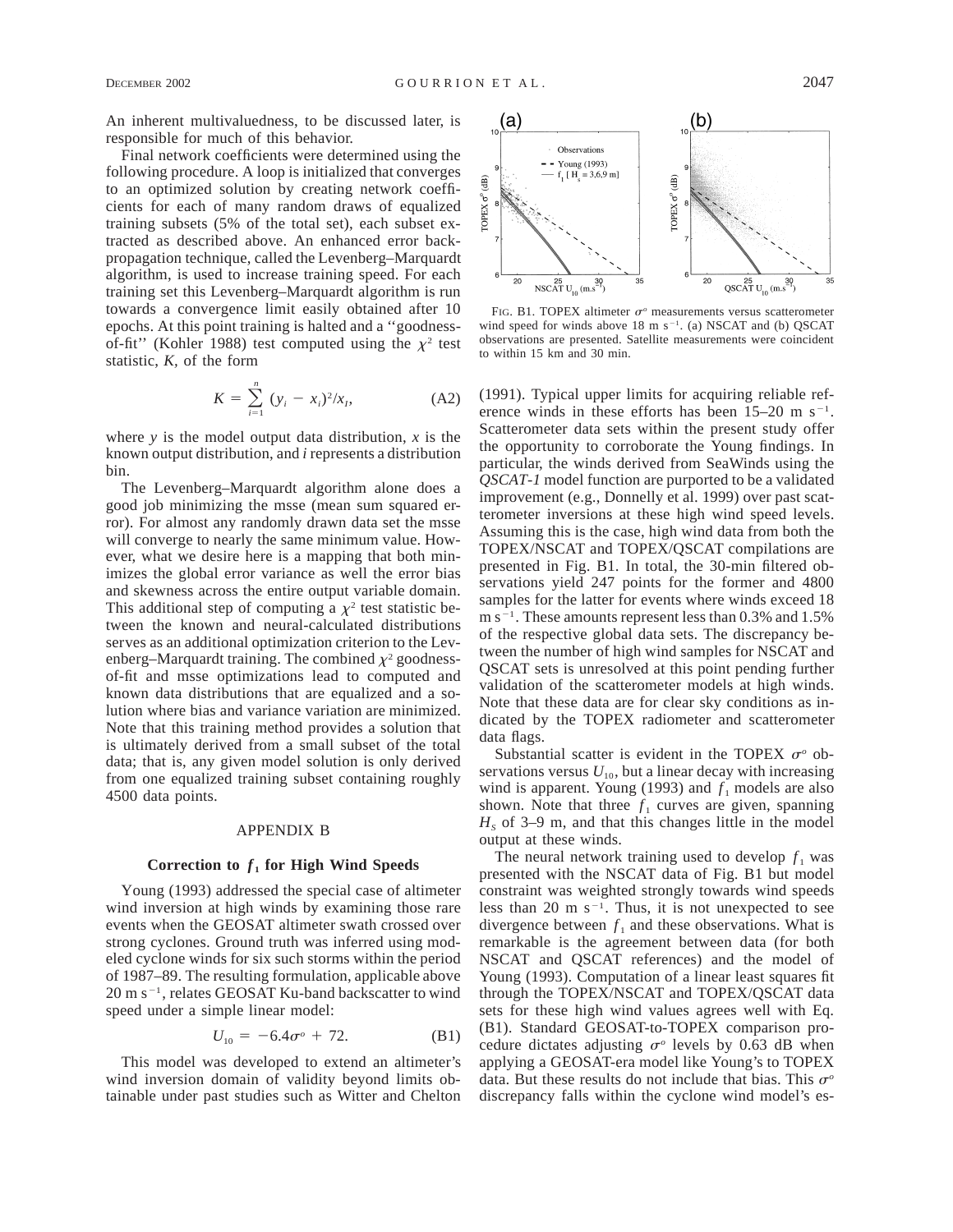An inherent multivaluedness, to be discussed later, is responsible for much of this behavior.

Final network coefficients were determined using the following procedure. A loop is initialized that converges to an optimized solution by creating network coefficients for each of many random draws of equalized training subsets (5% of the total set), each subset extracted as described above. An enhanced error back-propagation technique, called the Levenberg–Marquardt algorithm, is used to increase training speed. For each training set this Levenberg–Marquardt algorithm is run towards a convergence limit easily obtained after 10 epochs. At this point training is halted and a "goodness-of-fit" (Kohler 1988) test computed using the $\chi^2$ test statistic, $K$, of the form

$$K = \sum_{i=1}^{n} (y_i - x_i)^2/x_I, \tag{A2}$$

where $y$ is the model output data distribution, $x$ is the known output distribution, and $i$ represents a distribution bin.

The Levenberg–Marquardt algorithm alone does a good job minimizing the msse (mean sum squared error). For almost any randomly drawn data set the msse will converge to nearly the same minimum value. However, what we desire here is a mapping that both minimizes the global error variance as well the error bias and skewness across the entire output variable domain. This additional step of computing a $\chi^2$ test statistic between the known and neural-calculated distributions serves as an additional optimization criterion to the Levenberg–Marquardt training. The combined $\chi^2$ goodness-of-fit and msse optimizations lead to computed and known data distributions that are equalized and a solution where bias and variance variation are minimized. Note that this training method provides a solution that is ultimately derived from a small subset of the total data; that is, any given model solution is only derived from one equalized training subset containing roughly 4500 data points.

## APPENDIX B

### Correction to $f_1$ for High Wind Speeds

Young (1993) addressed the special case of altimeter wind inversion at high winds by examining those rare events when the GEOSAT altimeter swath crossed over strong cyclones. Ground truth was inferred using modeled cyclone winds for six such storms within the period of 1987–89. The resulting formulation, applicable above 20 m s$^{-1}$, relates GEOSAT Ku-band backscatter to wind speed under a simple linear model:

$$U_{10} = -6.4\sigma^o + 72. \tag{B1}$$

This model was developed to extend an altimeter's wind inversion domain of validity beyond limits obtainable under past studies such as Witter and Chelton (1991). Typical upper limits for acquiring reliable reference winds in these efforts has been 15–20 m s$^{-1}$. Scatterometer data sets within the present study offer the opportunity to corroborate the Young findings. In particular, the winds derived from SeaWinds using the *QSCAT-1* model function are purported to be a validated improvement (e.g., Donnelly et al. 1999) over past scatterometer inversions at these high wind speed levels. Assuming this is the case, high wind data from both the TOPEX/NSCAT and TOPEX/QSCAT compilations are presented in Fig. B1. In total, the 30-min filtered observations yield 247 points for the former and 4800 samples for the latter for events where winds exceed 18 m s$^{-1}$. These amounts represent less than 0.3% and 1.5% of the respective global data sets. The discrepancy between the number of high wind samples for NSCAT and QSCAT sets is unresolved at this point pending further validation of the scatterometer models at high winds. Note that these data are for clear sky conditions as indicated by the TOPEX radiometer and scatterometer data flags.

FIG. B1. TOPEX altimeter $\sigma^o$ measurements versus scatterometer wind speed for winds above 18 m s$^{-1}$. (a) NSCAT and (b) QSCAT observations are presented. Satellite measurements were coincident to within 15 km and 30 min.

Substantial scatter is evident in the TOPEX $\sigma^o$ observations versus $U_{10}$, but a linear decay with increasing wind is apparent. Young (1993) and $f_1$ models are also shown. Note that three $f_1$ curves are given, spanning $H_S$ of 3–9 m, and that this changes little in the model output at these winds.

The neural network training used to develop $f_1$ was presented with the NSCAT data of Fig. B1 but model constraint was weighted strongly towards wind speeds less than 20 m s$^{-1}$. Thus, it is not unexpected to see divergence between $f_1$ and these observations. What is remarkable is the agreement between data (for both NSCAT and QSCAT references) and the model of Young (1993). Computation of a linear least squares fit through the TOPEX/NSCAT and TOPEX/QSCAT data sets for these high wind values agrees well with Eq. (B1). Standard GEOSAT-to-TOPEX comparison procedure dictates adjusting $\sigma^o$ levels by 0.63 dB when applying a GEOSAT-era model like Young's to TOPEX data. But these results do not include that bias. This $\sigma^o$ discrepancy falls within the cyclone wind model's es-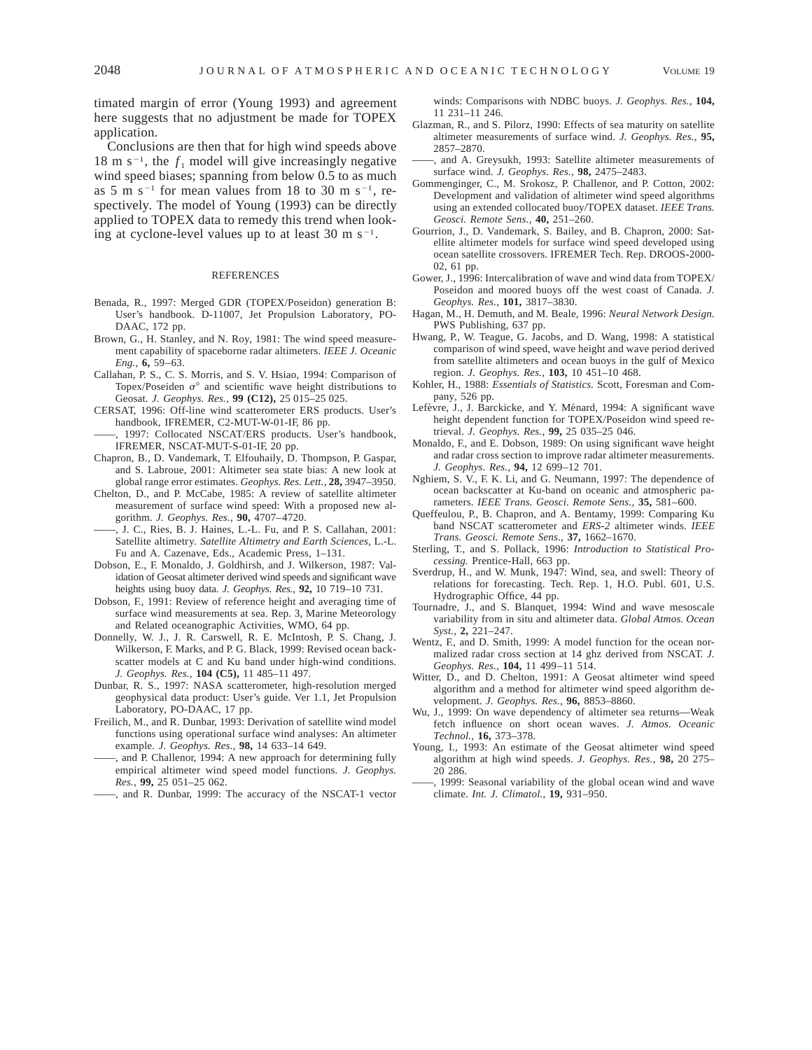timated margin of error (Young 1993) and agreement here suggests that no adjustment be made for TOPEX application.

Conclusions are then that for high wind speeds above 18 m s$^{-1}$, the $f_1$ model will give increasingly negative wind speed biases; spanning from below 0.5 to as much as 5 m s$^{-1}$ for mean values from 18 to 30 m s$^{-1}$, respectively. The model of Young (1993) can be directly applied to TOPEX data to remedy this trend when looking at cyclone-level values up to at least 30 m s$^{-1}$.

## REFERENCES

Benada, R., 1997: Merged GDR (TOPEX/Poseidon) generation B: User's handbook. D-11007, Jet Propulsion Laboratory, PO-DAAC, 172 pp.

Brown, G., H. Stanley, and N. Roy, 1981: The wind speed measurement capability of spaceborne radar altimeters. *IEEE J. Oceanic Eng.,* **6,** 59–63.

Callahan, P. S., C. S. Morris, and S. V. Hsiao, 1994: Comparison of Topex/Poseiden $\sigma°$ and scientific wave height distributions to Geosat. *J. Geophys. Res.,* **99 (C12),** 25 015–25 025.

CERSAT, 1996: Off-line wind scatterometer ERS products. User's handbook, IFREMER, C2-MUT-W-01-IF, 86 pp.

——, 1997: Collocated NSCAT/ERS products. User's handbook, IFREMER, NSCAT-MUT-S-01-IF, 20 pp.

Chapron, B., D. Vandemark, T. Elfouhaily, D. Thompson, P. Gaspar, and S. Labroue, 2001: Altimeter sea state bias: A new look at global range error estimates. *Geophys. Res. Lett.,* **28,** 3947–3950.

Chelton, D., and P. McCabe, 1985: A review of satellite altimeter measurement of surface wind speed: With a proposed new algorithm. *J. Geophys. Res.,* **90,** 4707–4720.

——, J. C., Ries, B. J. Haines, L.-L. Fu, and P. S. Callahan, 2001: Satellite altimetry. *Satellite Altimetry and Earth Sciences,* L.-L. Fu and A. Cazenave, Eds., Academic Press, 1–131.

Dobson, E., F. Monaldo, J. Goldhirsh, and J. Wilkerson, 1987: Validation of Geosat altimeter derived wind speeds and significant wave heights using buoy data. *J. Geophys. Res.,* **92,** 10 719–10 731.

Dobson, F., 1991: Review of reference height and averaging time of surface wind measurements at sea. Rep. 3, Marine Meteorology and Related oceanographic Activities, WMO, 64 pp.

Donnelly, W. J., J. R. Carswell, R. E. McIntosh, P. S. Chang, J. Wilkerson, F. Marks, and P. G. Black, 1999: Revised ocean backscatter models at C and Ku band under high-wind conditions. *J. Geophys. Res.,* **104 (C5),** 11 485–11 497.

Dunbar, R. S., 1997: NASA scatterometer, high-resolution merged geophysical data product: User's guide. Ver 1.1, Jet Propulsion Laboratory, PO-DAAC, 17 pp.

Freilich, M., and R. Dunbar, 1993: Derivation of satellite wind model functions using operational surface wind analyses: An altimeter example. *J. Geophys. Res.,* **98,** 14 633–14 649.

——, and P. Challenor, 1994: A new approach for determining fully empirical altimeter wind speed model functions. *J. Geophys. Res.,* **99,** 25 051–25 062.

——, and R. Dunbar, 1999: The accuracy of the NSCAT-1 vector winds: Comparisons with NDBC buoys. *J. Geophys. Res.,* **104,** 11 231–11 246.

Glazman, R., and S. Pilorz, 1990: Effects of sea maturity on satellite altimeter measurements of surface wind. *J. Geophys. Res.,* **95,** 2857–2870.

——, and A. Greysukh, 1993: Satellite altimeter measurements of surface wind. *J. Geophys. Res.,* **98,** 2475–2483.

Gommenginger, C., M. Srokosz, P. Challenor, and P. Cotton, 2002: Development and validation of altimeter wind speed algorithms using an extended collocated buoy/TOPEX dataset. *IEEE Trans. Geosci. Remote Sens.,* **40,** 251–260.

Gourrion, J., D. Vandemark, S. Bailey, and B. Chapron, 2000: Satellite altimeter models for surface wind speed developed using ocean satellite crossovers. IFREMER Tech. Rep. DROOS-2000-02, 61 pp.

Gower, J., 1996: Intercalibration of wave and wind data from TOPEX/Poseidon and moored buoys off the west coast of Canada. *J. Geophys. Res.,* **101,** 3817–3830.

Hagan, M., H. Demuth, and M. Beale, 1996: *Neural Network Design.* PWS Publishing, 637 pp.

Hwang, P., W. Teague, G. Jacobs, and D. Wang, 1998: A statistical comparison of wind speed, wave height and wave period derived from satellite altimeters and ocean buoys in the gulf of Mexico region. *J. Geophys. Res.,* **103,** 10 451–10 468.

Kohler, H., 1988: *Essentials of Statistics.* Scott, Foresman and Company, 526 pp.

Lefèvre, J., J. Barckicke, and Y. Ménard, 1994: A significant wave height dependent function for TOPEX/Poseidon wind speed retrieval. *J. Geophys. Res.,* **99,** 25 035–25 046.

Monaldo, F., and E. Dobson, 1989: On using significant wave height and radar cross section to improve radar altimeter measurements. *J. Geophys. Res.,* **94,** 12 699–12 701.

Nghiem, S. V., F. K. Li, and G. Neumann, 1997: The dependence of ocean backscatter at Ku-band on oceanic and atmospheric parameters. *IEEE Trans. Geosci. Remote Sens.,* **35,** 581–600.

Queffeulou, P., B. Chapron, and A. Bentamy, 1999: Comparing Ku band NSCAT scatterometer and *ERS-2* altimeter winds. *IEEE Trans. Geosci. Remote Sens.,* **37,** 1662–1670.

Sterling, T., and S. Pollack, 1996: *Introduction to Statistical Processing.* Prentice-Hall, 663 pp.

Sverdrup, H., and W. Munk, 1947: Wind, sea, and swell: Theory of relations for forecasting. Tech. Rep. 1, H.O. Publ. 601, U.S. Hydrographic Office, 44 pp.

Tournadre, J., and S. Blanquet, 1994: Wind and wave mesoscale variability from in situ and altimeter data. *Global Atmos. Ocean Syst.,* **2,** 221–247.

Wentz, F., and D. Smith, 1999: A model function for the ocean normalized radar cross section at 14 ghz derived from NSCAT. *J. Geophys. Res.,* **104,** 11 499–11 514.

Witter, D., and D. Chelton, 1991: A Geosat altimeter wind speed algorithm and a method for altimeter wind speed algorithm development. *J. Geophys. Res.,* **96,** 8853–8860.

Wu, J., 1999: On wave dependency of altimeter sea returns—Weak fetch influence on short ocean waves. *J. Atmos. Oceanic Technol.,* **16,** 373–378.

Young, I., 1993: An estimate of the Geosat altimeter wind speed algorithm at high wind speeds. *J. Geophys. Res.,* **98,** 20 275–20 286.

——, 1999: Seasonal variability of the global ocean wind and wave climate. *Int. J. Climatol.,* **19,** 931–950.